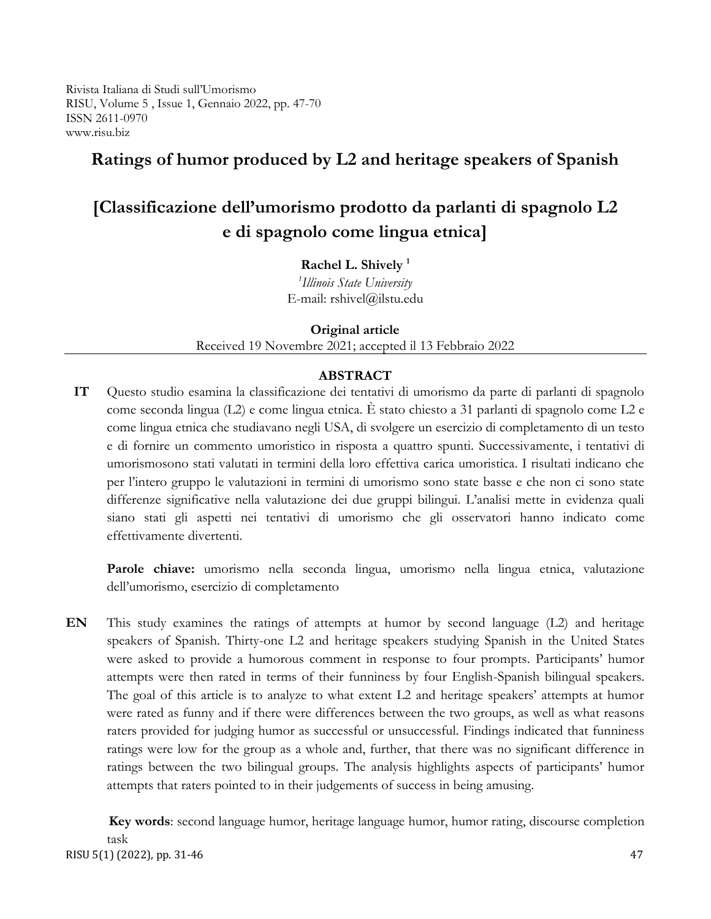Rivista Italiana di Studi sull'Umorismo
RISU, Volume 5 , Issue 1, Gennaio 2022, pp. 47-70
ISSN 2611-0970
www.risu.biz

# Ratings of humor produced by L2 and heritage speakers of Spanish

# [Classificazione dell'umorismo prodotto da parlanti di spagnolo L2 e di spagnolo come lingua etnica]

**Rachel L. Shively** [1]

[1] *Illinois State University*
E-mail: rshivel@ilstu.edu

**Original article**
Received 19 Novembre 2021; accepted il 13 Febbraio 2022

## ABSTRACT

**IT** Questo studio esamina la classificazione dei tentativi di umorismo da parte di parlanti di spagnolo come seconda lingua (L2) e come lingua etnica. È stato chiesto a 31 parlanti di spagnolo come L2 e come lingua etnica che studiavano negli USA, di svolgere un esercizio di completamento di un testo e di fornire un commento umoristico in risposta a quattro spunti. Successivamente, i tentativi di umorismosono stati valutati in termini della loro effettiva carica umoristica. I risultati indicano che per l'intero gruppo le valutazioni in termini di umorismo sono state basse e che non ci sono state differenze significative nella valutazione dei due gruppi bilingui. L'analisi mette in evidenza quali siano stati gli aspetti nei tentativi di umorismo che gli osservatori hanno indicato come effettivamente divertenti.

**Parole chiave:** umorismo nella seconda lingua, umorismo nella lingua etnica, valutazione dell'umorismo, esercizio di completamento

**EN** This study examines the ratings of attempts at humor by second language (L2) and heritage speakers of Spanish. Thirty-one L2 and heritage speakers studying Spanish in the United States were asked to provide a humorous comment in response to four prompts. Participants' humor attempts were then rated in terms of their funniness by four English-Spanish bilingual speakers. The goal of this article is to analyze to what extent L2 and heritage speakers' attempts at humor were rated as funny and if there were differences between the two groups, as well as what reasons raters provided for judging humor as successful or unsuccessful. Findings indicated that funniness ratings were low for the group as a whole and, further, that there was no significant difference in ratings between the two bilingual groups. The analysis highlights aspects of participants' humor attempts that raters pointed to in their judgements of success in being amusing.

**Key words**: second language humor, heritage language humor, humor rating, discourse completion task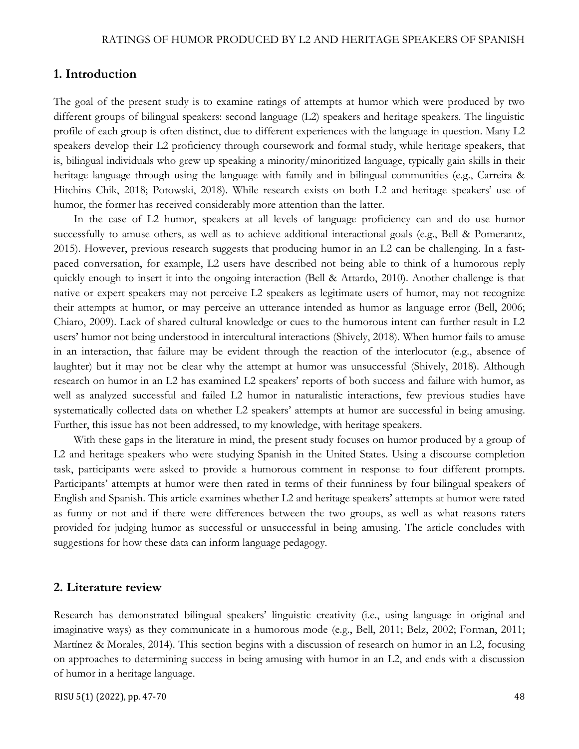## 1. Introduction

The goal of the present study is to examine ratings of attempts at humor which were produced by two different groups of bilingual speakers: second language (L2) speakers and heritage speakers. The linguistic profile of each group is often distinct, due to different experiences with the language in question. Many L2 speakers develop their L2 proficiency through coursework and formal study, while heritage speakers, that is, bilingual individuals who grew up speaking a minority/minoritized language, typically gain skills in their heritage language through using the language with family and in bilingual communities (e.g., Carreira & Hitchins Chik, 2018; Potowski, 2018). While research exists on both L2 and heritage speakers' use of humor, the former has received considerably more attention than the latter.

In the case of L2 humor, speakers at all levels of language proficiency can and do use humor successfully to amuse others, as well as to achieve additional interactional goals (e.g., Bell & Pomerantz, 2015). However, previous research suggests that producing humor in an L2 can be challenging. In a fast-paced conversation, for example, L2 users have described not being able to think of a humorous reply quickly enough to insert it into the ongoing interaction (Bell & Attardo, 2010). Another challenge is that native or expert speakers may not perceive L2 speakers as legitimate users of humor, may not recognize their attempts at humor, or may perceive an utterance intended as humor as language error (Bell, 2006; Chiaro, 2009). Lack of shared cultural knowledge or cues to the humorous intent can further result in L2 users' humor not being understood in intercultural interactions (Shively, 2018). When humor fails to amuse in an interaction, that failure may be evident through the reaction of the interlocutor (e.g., absence of laughter) but it may not be clear why the attempt at humor was unsuccessful (Shively, 2018). Although research on humor in an L2 has examined L2 speakers' reports of both success and failure with humor, as well as analyzed successful and failed L2 humor in naturalistic interactions, few previous studies have systematically collected data on whether L2 speakers' attempts at humor are successful in being amusing. Further, this issue has not been addressed, to my knowledge, with heritage speakers.

With these gaps in the literature in mind, the present study focuses on humor produced by a group of L2 and heritage speakers who were studying Spanish in the United States. Using a discourse completion task, participants were asked to provide a humorous comment in response to four different prompts. Participants' attempts at humor were then rated in terms of their funniness by four bilingual speakers of English and Spanish. This article examines whether L2 and heritage speakers' attempts at humor were rated as funny or not and if there were differences between the two groups, as well as what reasons raters provided for judging humor as successful or unsuccessful in being amusing. The article concludes with suggestions for how these data can inform language pedagogy.

## 2. Literature review

Research has demonstrated bilingual speakers' linguistic creativity (i.e., using language in original and imaginative ways) as they communicate in a humorous mode (e.g., Bell, 2011; Belz, 2002; Forman, 2011; Martínez & Morales, 2014). This section begins with a discussion of research on humor in an L2, focusing on approaches to determining success in being amusing with humor in an L2, and ends with a discussion of humor in a heritage language.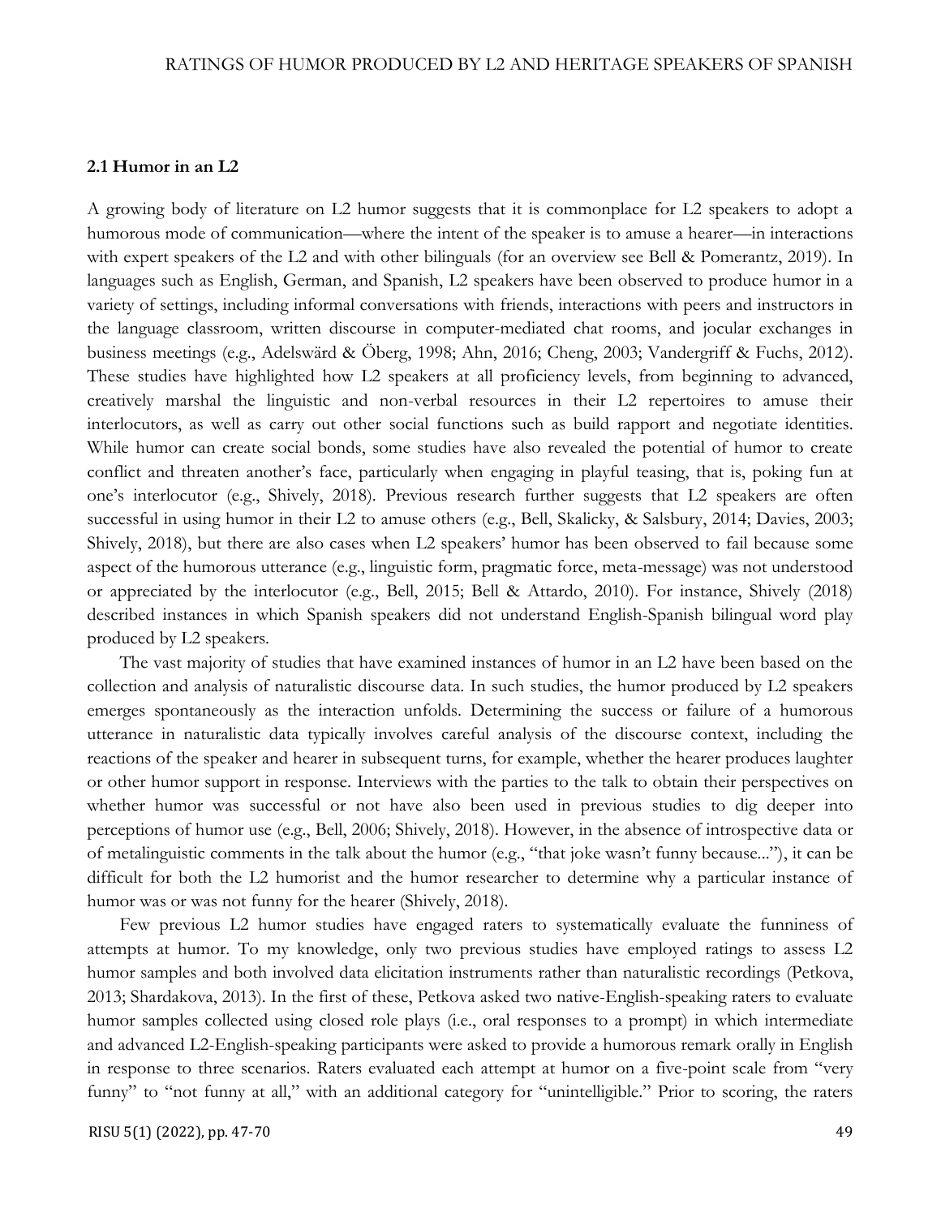### 2.1 Humor in an L2

A growing body of literature on L2 humor suggests that it is commonplace for L2 speakers to adopt a humorous mode of communication—where the intent of the speaker is to amuse a hearer—in interactions with expert speakers of the L2 and with other bilinguals (for an overview see Bell & Pomerantz, 2019). In languages such as English, German, and Spanish, L2 speakers have been observed to produce humor in a variety of settings, including informal conversations with friends, interactions with peers and instructors in the language classroom, written discourse in computer-mediated chat rooms, and jocular exchanges in business meetings (e.g., Adelswärd & Öberg, 1998; Ahn, 2016; Cheng, 2003; Vandergriff & Fuchs, 2012). These studies have highlighted how L2 speakers at all proficiency levels, from beginning to advanced, creatively marshal the linguistic and non-verbal resources in their L2 repertoires to amuse their interlocutors, as well as carry out other social functions such as build rapport and negotiate identities. While humor can create social bonds, some studies have also revealed the potential of humor to create conflict and threaten another's face, particularly when engaging in playful teasing, that is, poking fun at one's interlocutor (e.g., Shively, 2018). Previous research further suggests that L2 speakers are often successful in using humor in their L2 to amuse others (e.g., Bell, Skalicky, & Salsbury, 2014; Davies, 2003; Shively, 2018), but there are also cases when L2 speakers' humor has been observed to fail because some aspect of the humorous utterance (e.g., linguistic form, pragmatic force, meta-message) was not understood or appreciated by the interlocutor (e.g., Bell, 2015; Bell & Attardo, 2010). For instance, Shively (2018) described instances in which Spanish speakers did not understand English-Spanish bilingual word play produced by L2 speakers.

The vast majority of studies that have examined instances of humor in an L2 have been based on the collection and analysis of naturalistic discourse data. In such studies, the humor produced by L2 speakers emerges spontaneously as the interaction unfolds. Determining the success or failure of a humorous utterance in naturalistic data typically involves careful analysis of the discourse context, including the reactions of the speaker and hearer in subsequent turns, for example, whether the hearer produces laughter or other humor support in response. Interviews with the parties to the talk to obtain their perspectives on whether humor was successful or not have also been used in previous studies to dig deeper into perceptions of humor use (e.g., Bell, 2006; Shively, 2018). However, in the absence of introspective data or of metalinguistic comments in the talk about the humor (e.g., "that joke wasn't funny because..."), it can be difficult for both the L2 humorist and the humor researcher to determine why a particular instance of humor was or was not funny for the hearer (Shively, 2018).

Few previous L2 humor studies have engaged raters to systematically evaluate the funniness of attempts at humor. To my knowledge, only two previous studies have employed ratings to assess L2 humor samples and both involved data elicitation instruments rather than naturalistic recordings (Petkova, 2013; Shardakova, 2013). In the first of these, Petkova asked two native-English-speaking raters to evaluate humor samples collected using closed role plays (i.e., oral responses to a prompt) in which intermediate and advanced L2-English-speaking participants were asked to provide a humorous remark orally in English in response to three scenarios. Raters evaluated each attempt at humor on a five-point scale from "very funny" to "not funny at all," with an additional category for "unintelligible." Prior to scoring, the raters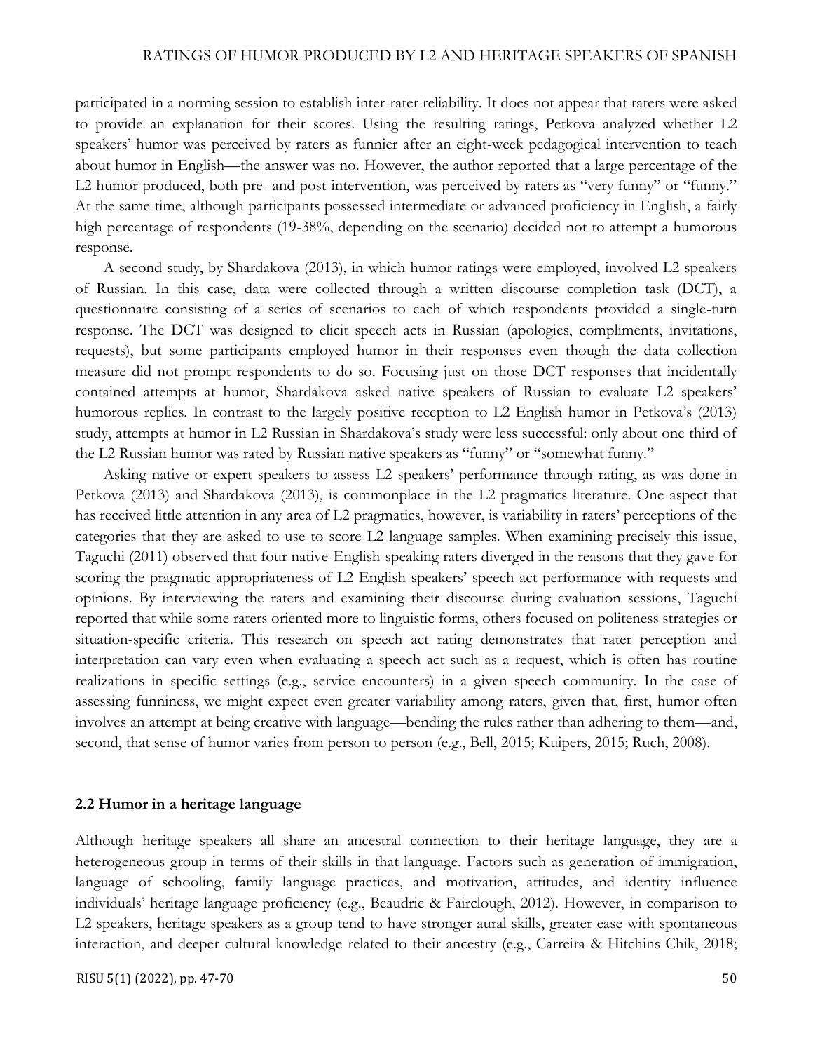participated in a norming session to establish inter-rater reliability. It does not appear that raters were asked to provide an explanation for their scores. Using the resulting ratings, Petkova analyzed whether L2 speakers' humor was perceived by raters as funnier after an eight-week pedagogical intervention to teach about humor in English—the answer was no. However, the author reported that a large percentage of the L2 humor produced, both pre- and post-intervention, was perceived by raters as "very funny" or "funny." At the same time, although participants possessed intermediate or advanced proficiency in English, a fairly high percentage of respondents (19-38%, depending on the scenario) decided not to attempt a humorous response.

A second study, by Shardakova (2013), in which humor ratings were employed, involved L2 speakers of Russian. In this case, data were collected through a written discourse completion task (DCT), a questionnaire consisting of a series of scenarios to each of which respondents provided a single-turn response. The DCT was designed to elicit speech acts in Russian (apologies, compliments, invitations, requests), but some participants employed humor in their responses even though the data collection measure did not prompt respondents to do so. Focusing just on those DCT responses that incidentally contained attempts at humor, Shardakova asked native speakers of Russian to evaluate L2 speakers' humorous replies. In contrast to the largely positive reception to L2 English humor in Petkova's (2013) study, attempts at humor in L2 Russian in Shardakova's study were less successful: only about one third of the L2 Russian humor was rated by Russian native speakers as "funny" or "somewhat funny."

Asking native or expert speakers to assess L2 speakers' performance through rating, as was done in Petkova (2013) and Shardakova (2013), is commonplace in the L2 pragmatics literature. One aspect that has received little attention in any area of L2 pragmatics, however, is variability in raters' perceptions of the categories that they are asked to use to score L2 language samples. When examining precisely this issue, Taguchi (2011) observed that four native-English-speaking raters diverged in the reasons that they gave for scoring the pragmatic appropriateness of L2 English speakers' speech act performance with requests and opinions. By interviewing the raters and examining their discourse during evaluation sessions, Taguchi reported that while some raters oriented more to linguistic forms, others focused on politeness strategies or situation-specific criteria. This research on speech act rating demonstrates that rater perception and interpretation can vary even when evaluating a speech act such as a request, which is often has routine realizations in specific settings (e.g., service encounters) in a given speech community. In the case of assessing funniness, we might expect even greater variability among raters, given that, first, humor often involves an attempt at being creative with language—bending the rules rather than adhering to them—and, second, that sense of humor varies from person to person (e.g., Bell, 2015; Kuipers, 2015; Ruch, 2008).

## 2.2 Humor in a heritage language

Although heritage speakers all share an ancestral connection to their heritage language, they are a heterogeneous group in terms of their skills in that language. Factors such as generation of immigration, language of schooling, family language practices, and motivation, attitudes, and identity influence individuals' heritage language proficiency (e.g., Beaudrie & Fairclough, 2012). However, in comparison to L2 speakers, heritage speakers as a group tend to have stronger aural skills, greater ease with spontaneous interaction, and deeper cultural knowledge related to their ancestry (e.g., Carreira & Hitchins Chik, 2018;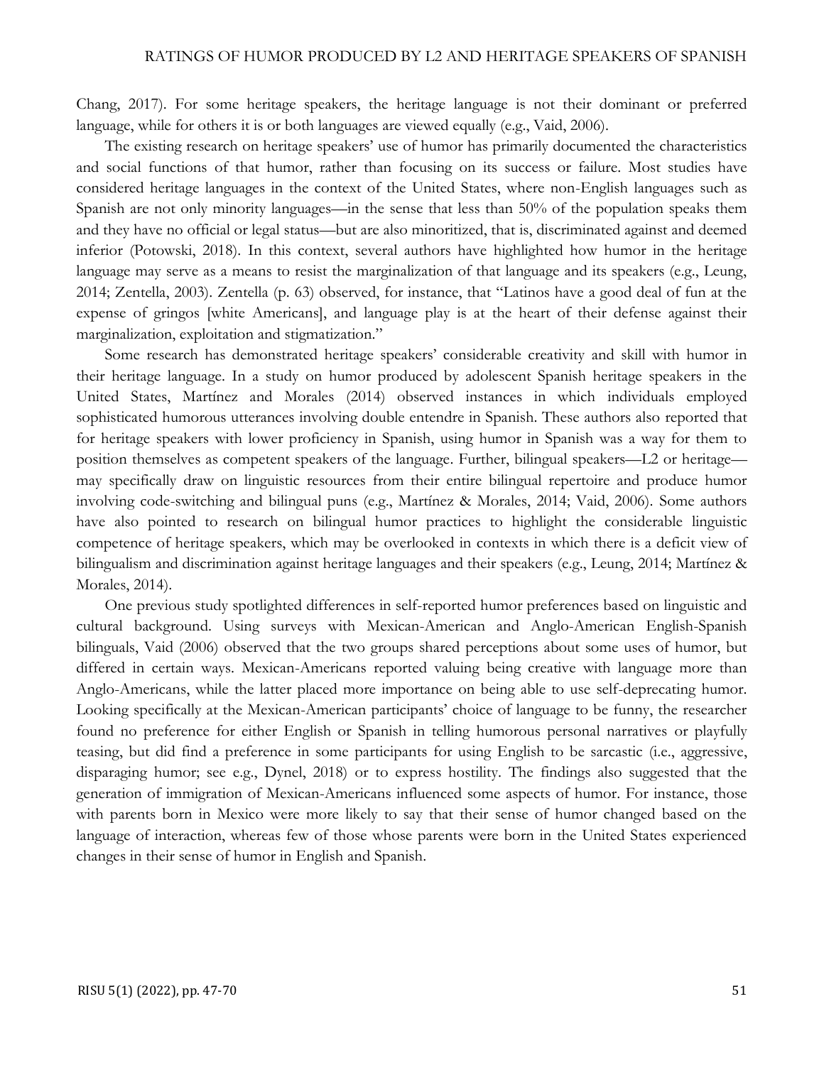Chang, 2017). For some heritage speakers, the heritage language is not their dominant or preferred language, while for others it is or both languages are viewed equally (e.g., Vaid, 2006).

The existing research on heritage speakers' use of humor has primarily documented the characteristics and social functions of that humor, rather than focusing on its success or failure. Most studies have considered heritage languages in the context of the United States, where non-English languages such as Spanish are not only minority languages—in the sense that less than 50% of the population speaks them and they have no official or legal status—but are also minoritized, that is, discriminated against and deemed inferior (Potowski, 2018). In this context, several authors have highlighted how humor in the heritage language may serve as a means to resist the marginalization of that language and its speakers (e.g., Leung, 2014; Zentella, 2003). Zentella (p. 63) observed, for instance, that "Latinos have a good deal of fun at the expense of gringos [white Americans], and language play is at the heart of their defense against their marginalization, exploitation and stigmatization."

Some research has demonstrated heritage speakers' considerable creativity and skill with humor in their heritage language. In a study on humor produced by adolescent Spanish heritage speakers in the United States, Martínez and Morales (2014) observed instances in which individuals employed sophisticated humorous utterances involving double entendre in Spanish. These authors also reported that for heritage speakers with lower proficiency in Spanish, using humor in Spanish was a way for them to position themselves as competent speakers of the language. Further, bilingual speakers—L2 or heritage—may specifically draw on linguistic resources from their entire bilingual repertoire and produce humor involving code-switching and bilingual puns (e.g., Martínez & Morales, 2014; Vaid, 2006). Some authors have also pointed to research on bilingual humor practices to highlight the considerable linguistic competence of heritage speakers, which may be overlooked in contexts in which there is a deficit view of bilingualism and discrimination against heritage languages and their speakers (e.g., Leung, 2014; Martínez & Morales, 2014).

One previous study spotlighted differences in self-reported humor preferences based on linguistic and cultural background. Using surveys with Mexican-American and Anglo-American English-Spanish bilinguals, Vaid (2006) observed that the two groups shared perceptions about some uses of humor, but differed in certain ways. Mexican-Americans reported valuing being creative with language more than Anglo-Americans, while the latter placed more importance on being able to use self-deprecating humor. Looking specifically at the Mexican-American participants' choice of language to be funny, the researcher found no preference for either English or Spanish in telling humorous personal narratives or playfully teasing, but did find a preference in some participants for using English to be sarcastic (i.e., aggressive, disparaging humor; see e.g., Dynel, 2018) or to express hostility. The findings also suggested that the generation of immigration of Mexican-Americans influenced some aspects of humor. For instance, those with parents born in Mexico were more likely to say that their sense of humor changed based on the language of interaction, whereas few of those whose parents were born in the United States experienced changes in their sense of humor in English and Spanish.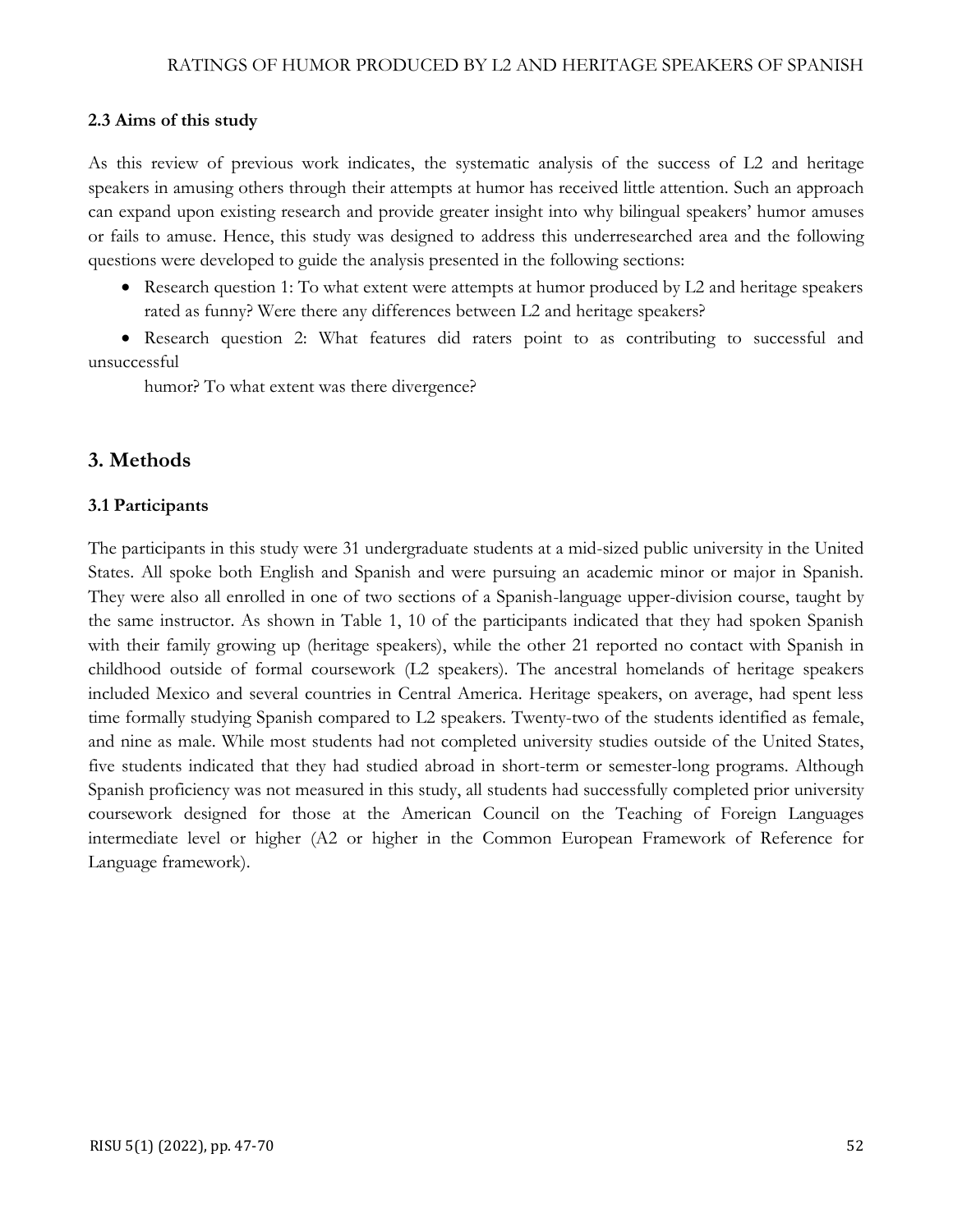### 2.3 Aims of this study

As this review of previous work indicates, the systematic analysis of the success of L2 and heritage speakers in amusing others through their attempts at humor has received little attention. Such an approach can expand upon existing research and provide greater insight into why bilingual speakers' humor amuses or fails to amuse. Hence, this study was designed to address this underresearched area and the following questions were developed to guide the analysis presented in the following sections:

- Research question 1: To what extent were attempts at humor produced by L2 and heritage speakers rated as funny? Were there any differences between L2 and heritage speakers?
- Research question 2: What features did raters point to as contributing to successful and unsuccessful humor? To what extent was there divergence?

## 3. Methods

### 3.1 Participants

The participants in this study were 31 undergraduate students at a mid-sized public university in the United States. All spoke both English and Spanish and were pursuing an academic minor or major in Spanish. They were also all enrolled in one of two sections of a Spanish-language upper-division course, taught by the same instructor. As shown in Table 1, 10 of the participants indicated that they had spoken Spanish with their family growing up (heritage speakers), while the other 21 reported no contact with Spanish in childhood outside of formal coursework (L2 speakers). The ancestral homelands of heritage speakers included Mexico and several countries in Central America. Heritage speakers, on average, had spent less time formally studying Spanish compared to L2 speakers. Twenty-two of the students identified as female, and nine as male. While most students had not completed university studies outside of the United States, five students indicated that they had studied abroad in short-term or semester-long programs. Although Spanish proficiency was not measured in this study, all students had successfully completed prior university coursework designed for those at the American Council on the Teaching of Foreign Languages intermediate level or higher (A2 or higher in the Common European Framework of Reference for Language framework).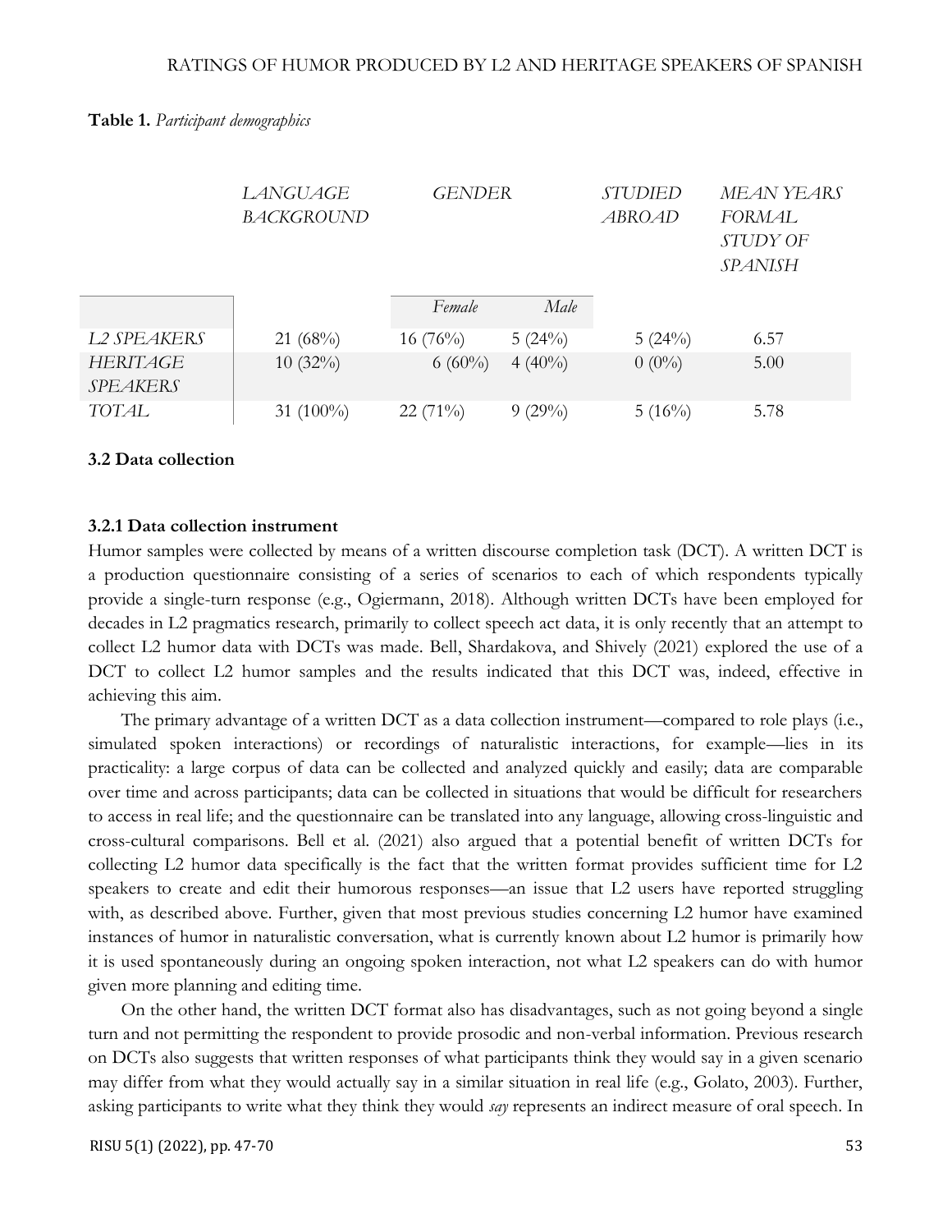**Table 1.** *Participant demographics*

| | *LANGUAGE BACKGROUND* | *GENDER* | | *STUDIED ABROAD* | *MEAN YEARS FORMAL STUDY OF SPANISH* |
|---|---|---|---|---|---|
| | | *Female* | *Male* | | |
| *L2 SPEAKERS* | 21 (68%) | 16 (76%) | 5 (24%) | 5 (24%) | 6.57 |
| *HERITAGE SPEAKERS* | 10 (32%) | 6 (60%) | 4 (40%) | 0 (0%) | 5.00 |
| *TOTAL* | 31 (100%) | 22 (71%) | 9 (29%) | 5 (16%) | 5.78 |

### 3.2 Data collection

#### 3.2.1 Data collection instrument

Humor samples were collected by means of a written discourse completion task (DCT). A written DCT is a production questionnaire consisting of a series of scenarios to each of which respondents typically provide a single-turn response (e.g., Ogiermann, 2018). Although written DCTs have been employed for decades in L2 pragmatics research, primarily to collect speech act data, it is only recently that an attempt to collect L2 humor data with DCTs was made. Bell, Shardakova, and Shively (2021) explored the use of a DCT to collect L2 humor samples and the results indicated that this DCT was, indeed, effective in achieving this aim.

The primary advantage of a written DCT as a data collection instrument—compared to role plays (i.e., simulated spoken interactions) or recordings of naturalistic interactions, for example—lies in its practicality: a large corpus of data can be collected and analyzed quickly and easily; data are comparable over time and across participants; data can be collected in situations that would be difficult for researchers to access in real life; and the questionnaire can be translated into any language, allowing cross-linguistic and cross-cultural comparisons. Bell et al. (2021) also argued that a potential benefit of written DCTs for collecting L2 humor data specifically is the fact that the written format provides sufficient time for L2 speakers to create and edit their humorous responses—an issue that L2 users have reported struggling with, as described above. Further, given that most previous studies concerning L2 humor have examined instances of humor in naturalistic conversation, what is currently known about L2 humor is primarily how it is used spontaneously during an ongoing spoken interaction, not what L2 speakers can do with humor given more planning and editing time.

On the other hand, the written DCT format also has disadvantages, such as not going beyond a single turn and not permitting the respondent to provide prosodic and non-verbal information. Previous research on DCTs also suggests that written responses of what participants think they would say in a given scenario may differ from what they would actually say in a similar situation in real life (e.g., Golato, 2003). Further, asking participants to write what they think they would *say* represents an indirect measure of oral speech. In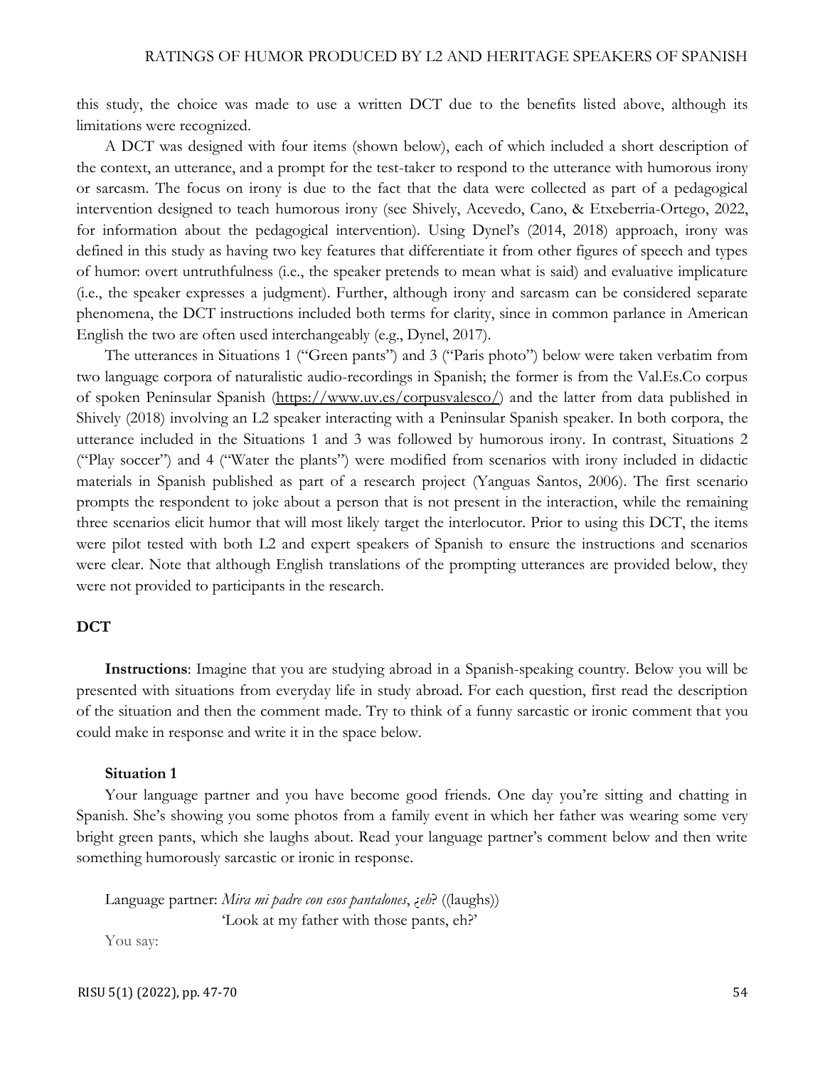this study, the choice was made to use a written DCT due to the benefits listed above, although its limitations were recognized.

A DCT was designed with four items (shown below), each of which included a short description of the context, an utterance, and a prompt for the test-taker to respond to the utterance with humorous irony or sarcasm. The focus on irony is due to the fact that the data were collected as part of a pedagogical intervention designed to teach humorous irony (see Shively, Acevedo, Cano, & Etxeberria-Ortego, 2022, for information about the pedagogical intervention). Using Dynel's (2014, 2018) approach, irony was defined in this study as having two key features that differentiate it from other figures of speech and types of humor: overt untruthfulness (i.e., the speaker pretends to mean what is said) and evaluative implicature (i.e., the speaker expresses a judgment). Further, although irony and sarcasm can be considered separate phenomena, the DCT instructions included both terms for clarity, since in common parlance in American English the two are often used interchangeably (e.g., Dynel, 2017).

The utterances in Situations 1 ("Green pants") and 3 ("Paris photo") below were taken verbatim from two language corpora of naturalistic audio-recordings in Spanish; the former is from the Val.Es.Co corpus of spoken Peninsular Spanish (https://www.uv.es/corpusvalesco/) and the latter from data published in Shively (2018) involving an L2 speaker interacting with a Peninsular Spanish speaker. In both corpora, the utterance included in the Situations 1 and 3 was followed by humorous irony. In contrast, Situations 2 ("Play soccer") and 4 ("Water the plants") were modified from scenarios with irony included in didactic materials in Spanish published as part of a research project (Yanguas Santos, 2006). The first scenario prompts the respondent to joke about a person that is not present in the interaction, while the remaining three scenarios elicit humor that will most likely target the interlocutor. Prior to using this DCT, the items were pilot tested with both L2 and expert speakers of Spanish to ensure the instructions and scenarios were clear. Note that although English translations of the prompting utterances are provided below, they were not provided to participants in the research.

## DCT

**Instructions**: Imagine that you are studying abroad in a Spanish-speaking country. Below you will be presented with situations from everyday life in study abroad. For each question, first read the description of the situation and then the comment made. Try to think of a funny sarcastic or ironic comment that you could make in response and write it in the space below.

### Situation 1

Your language partner and you have become good friends. One day you're sitting and chatting in Spanish. She's showing you some photos from a family event in which her father was wearing some very bright green pants, which she laughs about. Read your language partner's comment below and then write something humorously sarcastic or ironic in response.

Language partner: *Mira mi padre con esos pantalones*, *¿eh*? ((laughs))
'Look at my father with those pants, eh?'

You say: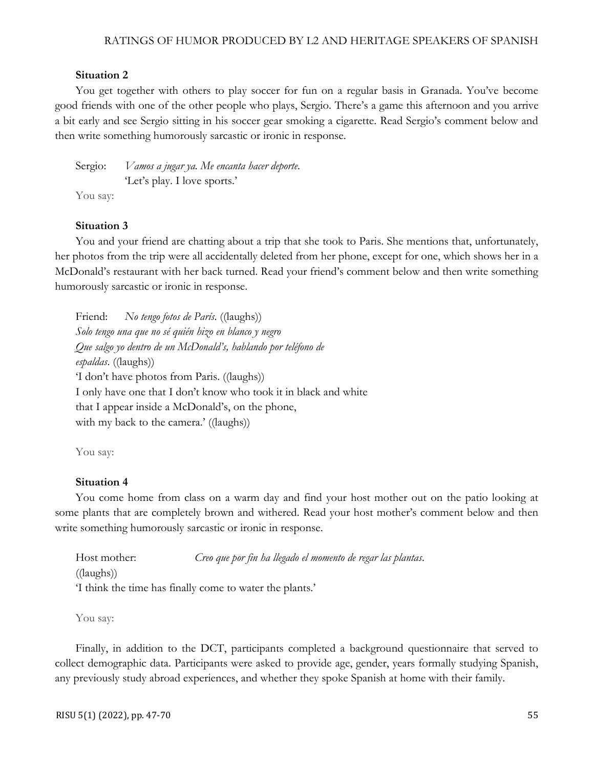**Situation 2**

You get together with others to play soccer for fun on a regular basis in Granada. You've become good friends with one of the other people who plays, Sergio. There's a game this afternoon and you arrive a bit early and see Sergio sitting in his soccer gear smoking a cigarette. Read Sergio's comment below and then write something humorously sarcastic or ironic in response.

Sergio: *Vamos a jugar ya. Me encanta hacer deporte.*
'Let's play. I love sports.'

You say:

**Situation 3**

You and your friend are chatting about a trip that she took to Paris. She mentions that, unfortunately, her photos from the trip were all accidentally deleted from her phone, except for one, which shows her in a McDonald's restaurant with her back turned. Read your friend's comment below and then write something humorously sarcastic or ironic in response.

Friend: *No tengo fotos de París.* ((laughs))
*Solo tengo una que no sé quién hizo en blanco y negro*
*Que salgo yo dentro de un McDonald's, hablando por teléfono de espaldas.* ((laughs))
'I don't have photos from Paris. ((laughs))
I only have one that I don't know who took it in black and white
that I appear inside a McDonald's, on the phone,
with my back to the camera.' ((laughs))

You say:

**Situation 4**

You come home from class on a warm day and find your host mother out on the patio looking at some plants that are completely brown and withered. Read your host mother's comment below and then write something humorously sarcastic or ironic in response.

Host mother: *Creo que por fin ha llegado el momento de regar las plantas.*
((laughs))
'I think the time has finally come to water the plants.'

You say:

Finally, in addition to the DCT, participants completed a background questionnaire that served to collect demographic data. Participants were asked to provide age, gender, years formally studying Spanish, any previously study abroad experiences, and whether they spoke Spanish at home with their family.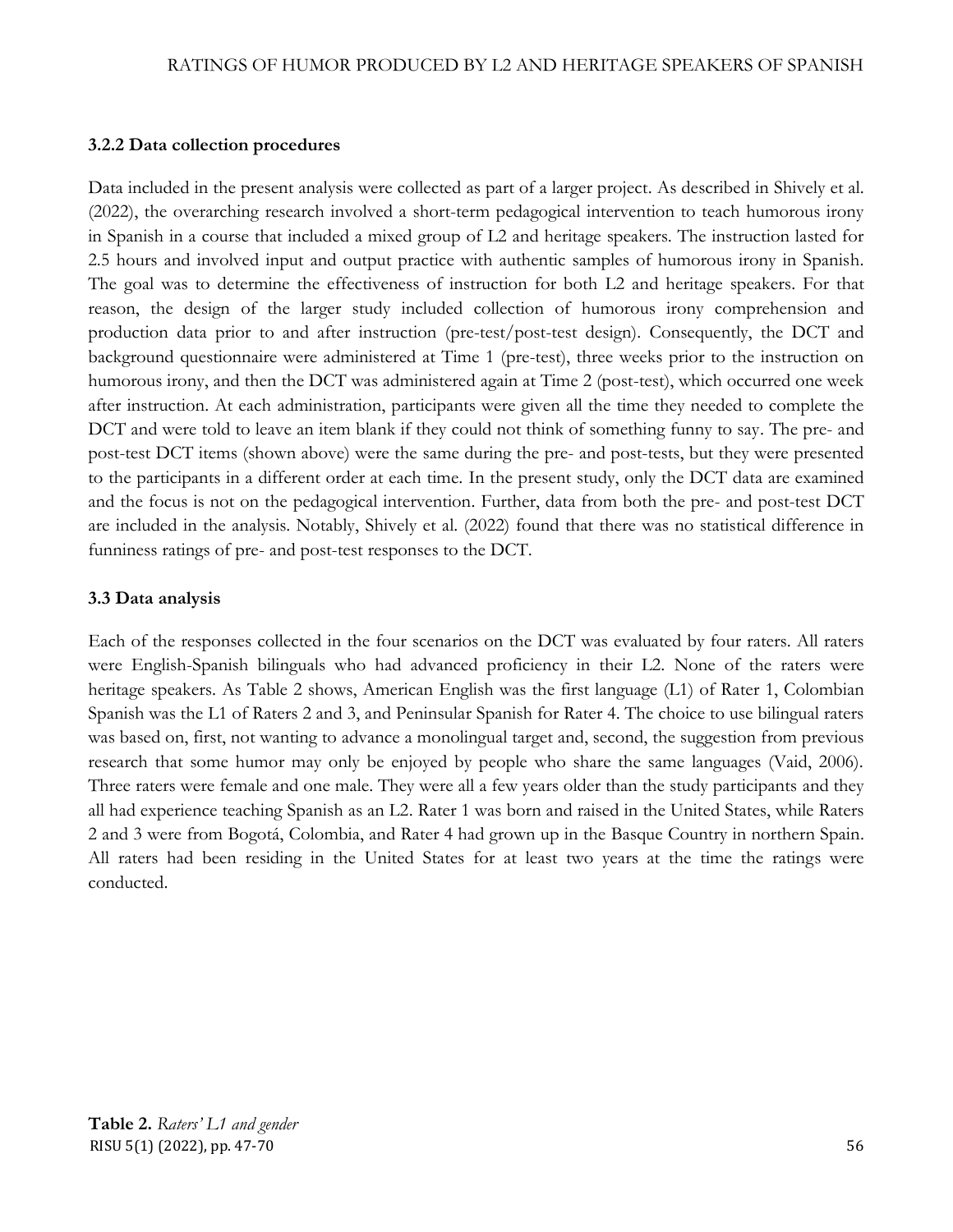### 3.2.2 Data collection procedures

Data included in the present analysis were collected as part of a larger project. As described in Shively et al. (2022), the overarching research involved a short-term pedagogical intervention to teach humorous irony in Spanish in a course that included a mixed group of L2 and heritage speakers. The instruction lasted for 2.5 hours and involved input and output practice with authentic samples of humorous irony in Spanish. The goal was to determine the effectiveness of instruction for both L2 and heritage speakers. For that reason, the design of the larger study included collection of humorous irony comprehension and production data prior to and after instruction (pre-test/post-test design). Consequently, the DCT and background questionnaire were administered at Time 1 (pre-test), three weeks prior to the instruction on humorous irony, and then the DCT was administered again at Time 2 (post-test), which occurred one week after instruction. At each administration, participants were given all the time they needed to complete the DCT and were told to leave an item blank if they could not think of something funny to say. The pre- and post-test DCT items (shown above) were the same during the pre- and post-tests, but they were presented to the participants in a different order at each time. In the present study, only the DCT data are examined and the focus is not on the pedagogical intervention. Further, data from both the pre- and post-test DCT are included in the analysis. Notably, Shively et al. (2022) found that there was no statistical difference in funniness ratings of pre- and post-test responses to the DCT.

### 3.3 Data analysis

Each of the responses collected in the four scenarios on the DCT was evaluated by four raters. All raters were English-Spanish bilinguals who had advanced proficiency in their L2. None of the raters were heritage speakers. As Table 2 shows, American English was the first language (L1) of Rater 1, Colombian Spanish was the L1 of Raters 2 and 3, and Peninsular Spanish for Rater 4. The choice to use bilingual raters was based on, first, not wanting to advance a monolingual target and, second, the suggestion from previous research that some humor may only be enjoyed by people who share the same languages (Vaid, 2006). Three raters were female and one male. They were all a few years older than the study participants and they all had experience teaching Spanish as an L2. Rater 1 was born and raised in the United States, while Raters 2 and 3 were from Bogotá, Colombia, and Rater 4 had grown up in the Basque Country in northern Spain. All raters had been residing in the United States for at least two years at the time the ratings were conducted.

**Table 2.** *Raters' L1 and gender*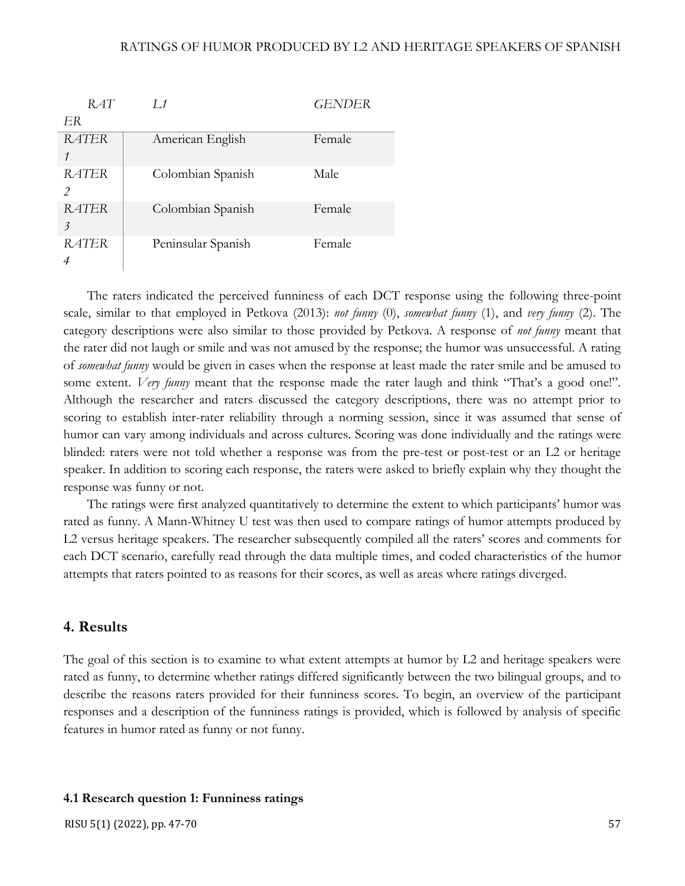| *RATER* | *L1* | *GENDER* |
|---|---|---|
| *RATER 1* | American English | Female |
| *RATER 2* | Colombian Spanish | Male |
| *RATER 3* | Colombian Spanish | Female |
| *RATER 4* | Peninsular Spanish | Female |

The raters indicated the perceived funniness of each DCT response using the following three-point scale, similar to that employed in Petkova (2013): *not funny* (0), *somewhat funny* (1), and *very funny* (2). The category descriptions were also similar to those provided by Petkova. A response of *not funny* meant that the rater did not laugh or smile and was not amused by the response; the humor was unsuccessful. A rating of *somewhat funny* would be given in cases when the response at least made the rater smile and be amused to some extent. *Very funny* meant that the response made the rater laugh and think "That's a good one!". Although the researcher and raters discussed the category descriptions, there was no attempt prior to scoring to establish inter-rater reliability through a norming session, since it was assumed that sense of humor can vary among individuals and across cultures. Scoring was done individually and the ratings were blinded: raters were not told whether a response was from the pre-test or post-test or an L2 or heritage speaker. In addition to scoring each response, the raters were asked to briefly explain why they thought the response was funny or not.

The ratings were first analyzed quantitatively to determine the extent to which participants' humor was rated as funny. A Mann-Whitney U test was then used to compare ratings of humor attempts produced by L2 versus heritage speakers. The researcher subsequently compiled all the raters' scores and comments for each DCT scenario, carefully read through the data multiple times, and coded characteristics of the humor attempts that raters pointed to as reasons for their scores, as well as areas where ratings diverged.

## 4. Results

The goal of this section is to examine to what extent attempts at humor by L2 and heritage speakers were rated as funny, to determine whether ratings differed significantly between the two bilingual groups, and to describe the reasons raters provided for their funniness scores. To begin, an overview of the participant responses and a description of the funniness ratings is provided, which is followed by analysis of specific features in humor rated as funny or not funny.

### 4.1 Research question 1: Funniness ratings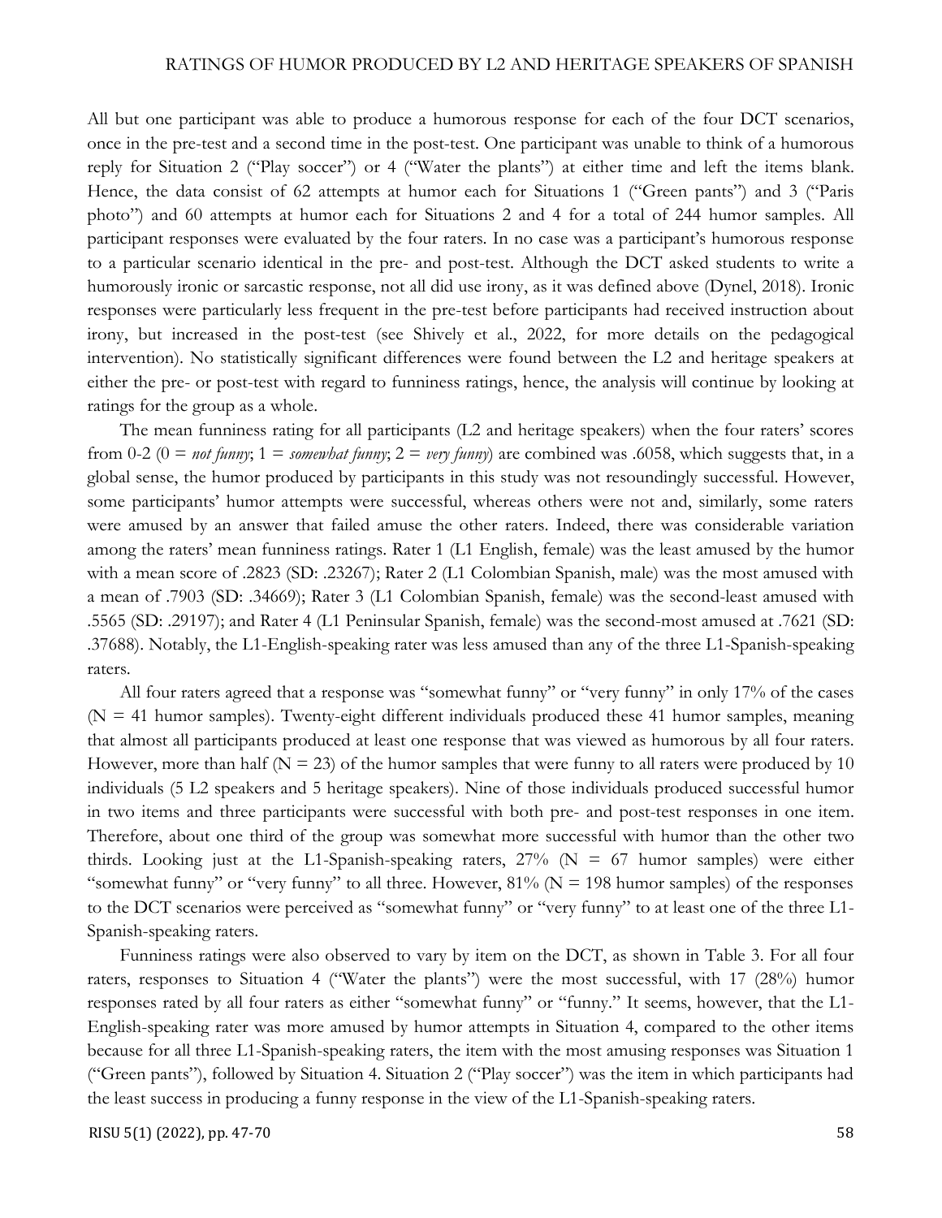All but one participant was able to produce a humorous response for each of the four DCT scenarios, once in the pre-test and a second time in the post-test. One participant was unable to think of a humorous reply for Situation 2 ("Play soccer") or 4 ("Water the plants") at either time and left the items blank. Hence, the data consist of 62 attempts at humor each for Situations 1 ("Green pants") and 3 ("Paris photo") and 60 attempts at humor each for Situations 2 and 4 for a total of 244 humor samples. All participant responses were evaluated by the four raters. In no case was a participant's humorous response to a particular scenario identical in the pre- and post-test. Although the DCT asked students to write a humorously ironic or sarcastic response, not all did use irony, as it was defined above (Dynel, 2018). Ironic responses were particularly less frequent in the pre-test before participants had received instruction about irony, but increased in the post-test (see Shively et al., 2022, for more details on the pedagogical intervention). No statistically significant differences were found between the L2 and heritage speakers at either the pre- or post-test with regard to funniness ratings, hence, the analysis will continue by looking at ratings for the group as a whole.

The mean funniness rating for all participants (L2 and heritage speakers) when the four raters' scores from 0-2 (0 = *not funny*; 1 = *somewhat funny*; 2 = *very funny*) are combined was .6058, which suggests that, in a global sense, the humor produced by participants in this study was not resoundingly successful. However, some participants' humor attempts were successful, whereas others were not and, similarly, some raters were amused by an answer that failed amuse the other raters. Indeed, there was considerable variation among the raters' mean funniness ratings. Rater 1 (L1 English, female) was the least amused by the humor with a mean score of .2823 (SD: .23267); Rater 2 (L1 Colombian Spanish, male) was the most amused with a mean of .7903 (SD: .34669); Rater 3 (L1 Colombian Spanish, female) was the second-least amused with .5565 (SD: .29197); and Rater 4 (L1 Peninsular Spanish, female) was the second-most amused at .7621 (SD: .37688). Notably, the L1-English-speaking rater was less amused than any of the three L1-Spanish-speaking raters.

All four raters agreed that a response was "somewhat funny" or "very funny" in only 17% of the cases (N = 41 humor samples). Twenty-eight different individuals produced these 41 humor samples, meaning that almost all participants produced at least one response that was viewed as humorous by all four raters. However, more than half (N = 23) of the humor samples that were funny to all raters were produced by 10 individuals (5 L2 speakers and 5 heritage speakers). Nine of those individuals produced successful humor in two items and three participants were successful with both pre- and post-test responses in one item. Therefore, about one third of the group was somewhat more successful with humor than the other two thirds. Looking just at the L1-Spanish-speaking raters, 27% (N = 67 humor samples) were either "somewhat funny" or "very funny" to all three. However, 81% (N = 198 humor samples) of the responses to the DCT scenarios were perceived as "somewhat funny" or "very funny" to at least one of the three L1-Spanish-speaking raters.

Funniness ratings were also observed to vary by item on the DCT, as shown in Table 3. For all four raters, responses to Situation 4 ("Water the plants") were the most successful, with 17 (28%) humor responses rated by all four raters as either "somewhat funny" or "funny." It seems, however, that the L1-English-speaking rater was more amused by humor attempts in Situation 4, compared to the other items because for all three L1-Spanish-speaking raters, the item with the most amusing responses was Situation 1 ("Green pants"), followed by Situation 4. Situation 2 ("Play soccer") was the item in which participants had the least success in producing a funny response in the view of the L1-Spanish-speaking raters.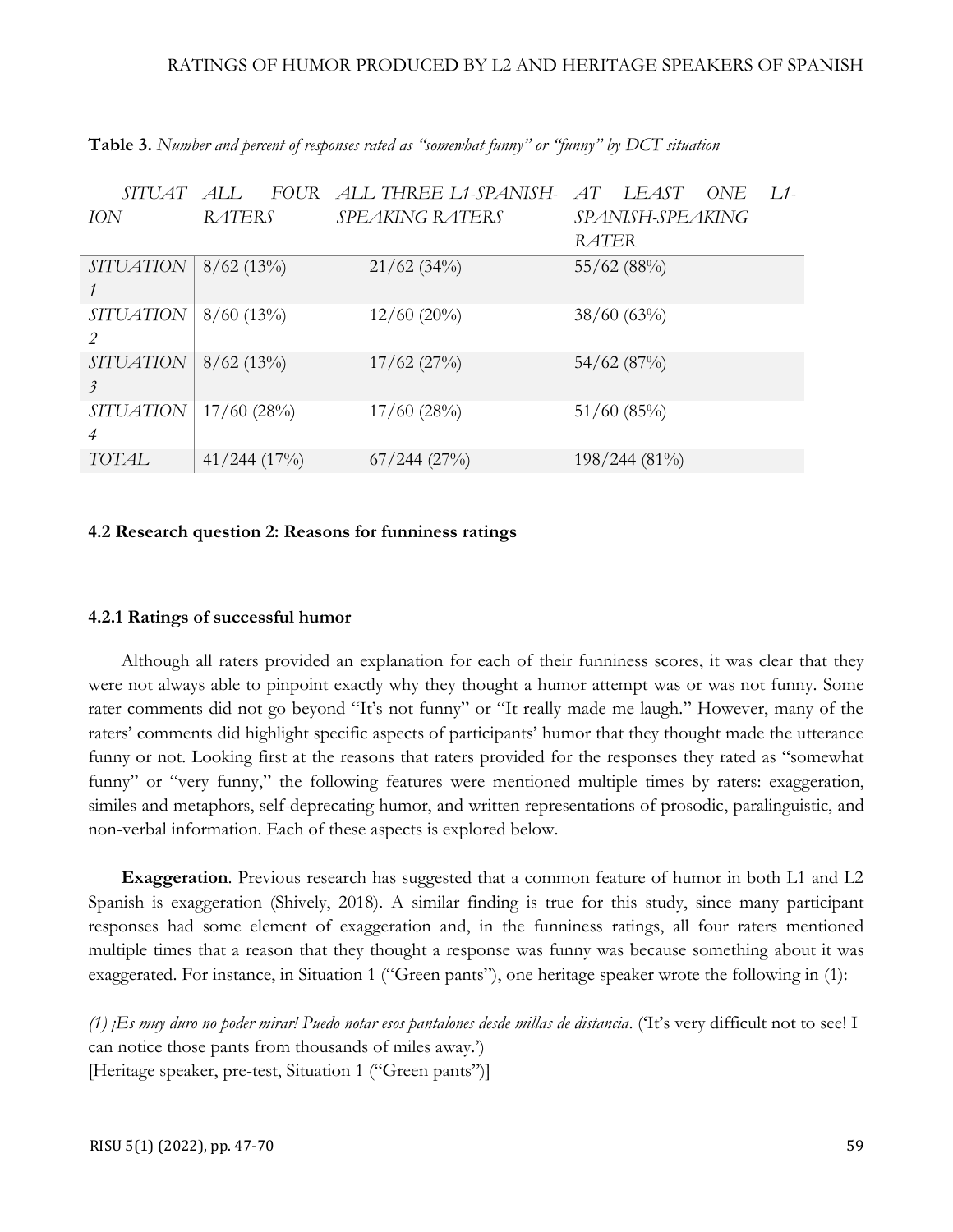**Table 3.** *Number and percent of responses rated as "somewhat funny" or "funny" by DCT situation*

| *SITUATION* | *ALL FOUR RATERS* | *ALL THREE L1-SPANISH-SPEAKING RATERS* | *AT LEAST ONE L1-SPANISH-SPEAKING RATER* |
|---|---|---|---|
| *SITUATION 1* | 8/62 (13%) | 21/62 (34%) | 55/62 (88%) |
| *SITUATION 2* | 8/60 (13%) | 12/60 (20%) | 38/60 (63%) |
| *SITUATION 3* | 8/62 (13%) | 17/62 (27%) | 54/62 (87%) |
| *SITUATION 4* | 17/60 (28%) | 17/60 (28%) | 51/60 (85%) |
| *TOTAL* | 41/244 (17%) | 67/244 (27%) | 198/244 (81%) |

### 4.2 Research question 2: Reasons for funniness ratings

#### 4.2.1 Ratings of successful humor

Although all raters provided an explanation for each of their funniness scores, it was clear that they were not always able to pinpoint exactly why they thought a humor attempt was or was not funny. Some rater comments did not go beyond "It's not funny" or "It really made me laugh." However, many of the raters' comments did highlight specific aspects of participants' humor that they thought made the utterance funny or not. Looking first at the reasons that raters provided for the responses they rated as "somewhat funny" or "very funny," the following features were mentioned multiple times by raters: exaggeration, similes and metaphors, self-deprecating humor, and written representations of prosodic, paralinguistic, and non-verbal information. Each of these aspects is explored below.

**Exaggeration**. Previous research has suggested that a common feature of humor in both L1 and L2 Spanish is exaggeration (Shively, 2018). A similar finding is true for this study, since many participant responses had some element of exaggeration and, in the funniness ratings, all four raters mentioned multiple times that a reason that they thought a response was funny was because something about it was exaggerated. For instance, in Situation 1 ("Green pants"), one heritage speaker wrote the following in (1):

*(1) ¡Es muy duro no poder mirar! Puedo notar esos pantalones desde millas de distancia*. ('It's very difficult not to see! I can notice those pants from thousands of miles away.')
[Heritage speaker, pre-test, Situation 1 ("Green pants")]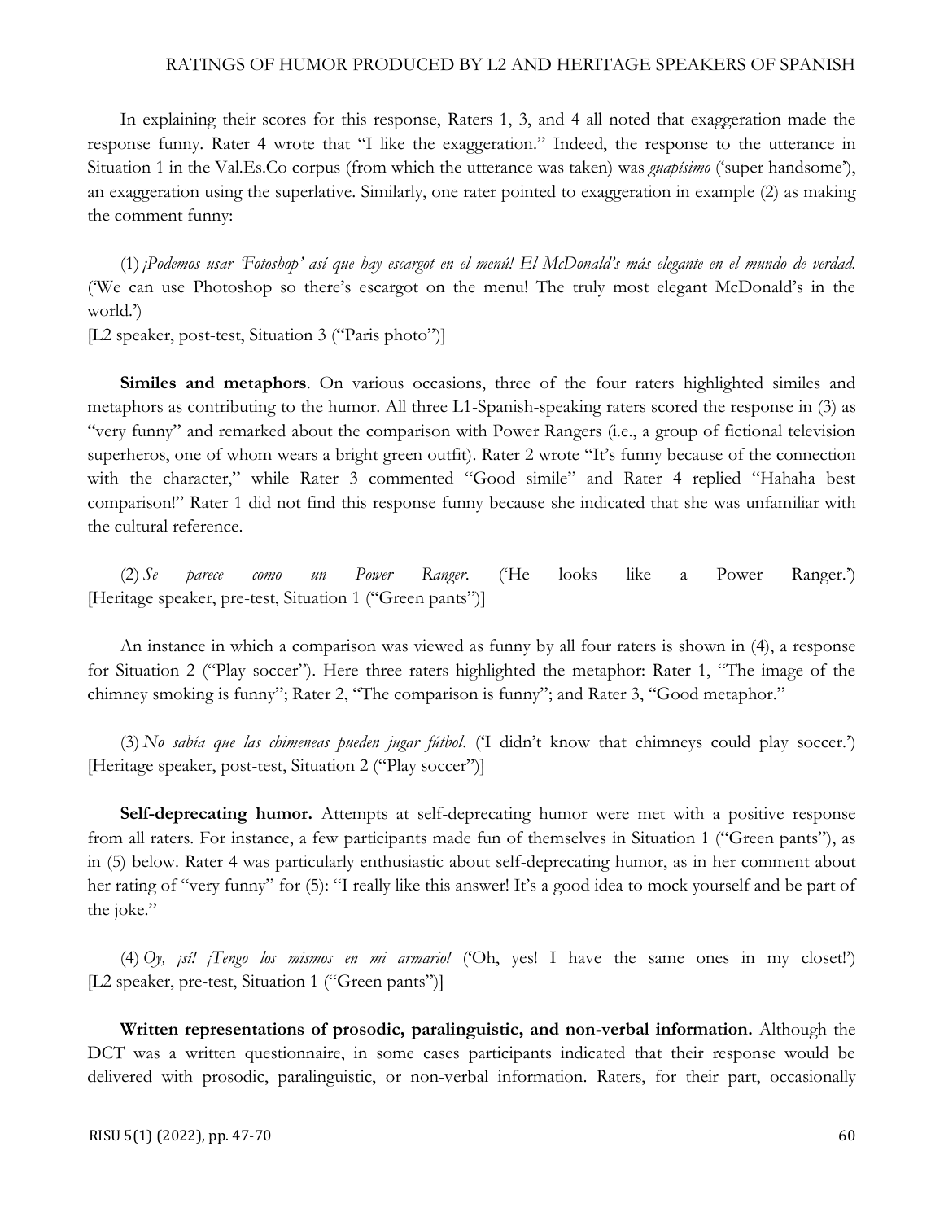In explaining their scores for this response, Raters 1, 3, and 4 all noted that exaggeration made the response funny. Rater 4 wrote that "I like the exaggeration." Indeed, the response to the utterance in Situation 1 in the Val.Es.Co corpus (from which the utterance was taken) was *guapísimo* ('super handsome'), an exaggeration using the superlative. Similarly, one rater pointed to exaggeration in example (2) as making the comment funny:

(1) *¡Podemos usar 'Fotoshop' así que hay escargot en el menú! El McDonald's más elegante en el mundo de verdad.* ('We can use Photoshop so there's escargot on the menu! The truly most elegant McDonald's in the world.')
[L2 speaker, post-test, Situation 3 ("Paris photo")]

**Similes and metaphors**. On various occasions, three of the four raters highlighted similes and metaphors as contributing to the humor. All three L1-Spanish-speaking raters scored the response in (3) as "very funny" and remarked about the comparison with Power Rangers (i.e., a group of fictional television superheros, one of whom wears a bright green outfit). Rater 2 wrote "It's funny because of the connection with the character," while Rater 3 commented "Good simile" and Rater 4 replied "Hahaha best comparison!" Rater 1 did not find this response funny because she indicated that she was unfamiliar with the cultural reference.

(2) *Se parece como un Power Ranger*. ('He looks like a Power Ranger.')
[Heritage speaker, pre-test, Situation 1 ("Green pants")]

An instance in which a comparison was viewed as funny by all four raters is shown in (4), a response for Situation 2 ("Play soccer"). Here three raters highlighted the metaphor: Rater 1, "The image of the chimney smoking is funny"; Rater 2, "The comparison is funny"; and Rater 3, "Good metaphor."

(3) *No sabía que las chimeneas pueden jugar fútbol*. ('I didn't know that chimneys could play soccer.')
[Heritage speaker, post-test, Situation 2 ("Play soccer")]

**Self-deprecating humor.** Attempts at self-deprecating humor were met with a positive response from all raters. For instance, a few participants made fun of themselves in Situation 1 ("Green pants"), as in (5) below. Rater 4 was particularly enthusiastic about self-deprecating humor, as in her comment about her rating of "very funny" for (5): "I really like this answer! It's a good idea to mock yourself and be part of the joke."

(4) *Oy, ¡sí! ¡Tengo los mismos en mi armario!* ('Oh, yes! I have the same ones in my closet!')
[L2 speaker, pre-test, Situation 1 ("Green pants")]

**Written representations of prosodic, paralinguistic, and non-verbal information.** Although the DCT was a written questionnaire, in some cases participants indicated that their response would be delivered with prosodic, paralinguistic, or non-verbal information. Raters, for their part, occasionally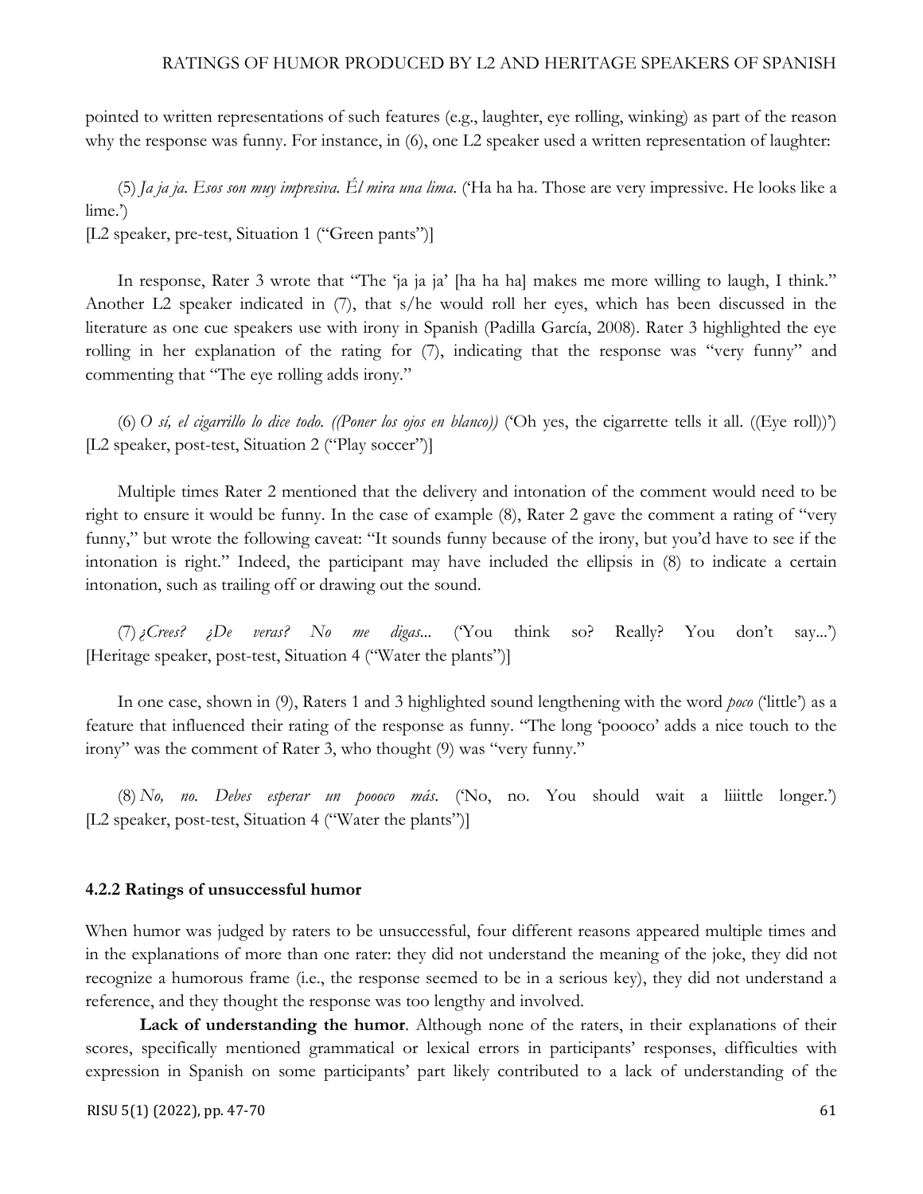pointed to written representations of such features (e.g., laughter, eye rolling, winking) as part of the reason why the response was funny. For instance, in (6), one L2 speaker used a written representation of laughter:

(5) *Ja ja ja. Esos son muy impresiva. Él mira una lima.* ('Ha ha ha. Those are very impressive. He looks like a lime.')
[L2 speaker, pre-test, Situation 1 ("Green pants")]

In response, Rater 3 wrote that "The 'ja ja ja' [ha ha ha] makes me more willing to laugh, I think." Another L2 speaker indicated in (7), that s/he would roll her eyes, which has been discussed in the literature as one cue speakers use with irony in Spanish (Padilla García, 2008). Rater 3 highlighted the eye rolling in her explanation of the rating for (7), indicating that the response was "very funny" and commenting that "The eye rolling adds irony."

(6) *O sí, el cigarrillo lo dice todo. ((Poner los ojos en blanco))* ('Oh yes, the cigarrette tells it all. ((Eye roll))')
[L2 speaker, post-test, Situation 2 ("Play soccer")]

Multiple times Rater 2 mentioned that the delivery and intonation of the comment would need to be right to ensure it would be funny. In the case of example (8), Rater 2 gave the comment a rating of "very funny," but wrote the following caveat: "It sounds funny because of the irony, but you'd have to see if the intonation is right." Indeed, the participant may have included the ellipsis in (8) to indicate a certain intonation, such as trailing off or drawing out the sound.

(7) *¿Crees? ¿De veras? No me digas...* ('You think so? Really? You don't say...')
[Heritage speaker, post-test, Situation 4 ("Water the plants")]

In one case, shown in (9), Raters 1 and 3 highlighted sound lengthening with the word *poco* ('little') as a feature that influenced their rating of the response as funny. "The long 'poooco' adds a nice touch to the irony" was the comment of Rater 3, who thought (9) was "very funny."

(8) *No, no. Debes esperar un poooco más.* ('No, no. You should wait a liiittle longer.')
[L2 speaker, post-test, Situation 4 ("Water the plants")]

#### 4.2.2 Ratings of unsuccessful humor

When humor was judged by raters to be unsuccessful, four different reasons appeared multiple times and in the explanations of more than one rater: they did not understand the meaning of the joke, they did not recognize a humorous frame (i.e., the response seemed to be in a serious key), they did not understand a reference, and they thought the response was too lengthy and involved.

**Lack of understanding the humor**. Although none of the raters, in their explanations of their scores, specifically mentioned grammatical or lexical errors in participants' responses, difficulties with expression in Spanish on some participants' part likely contributed to a lack of understanding of the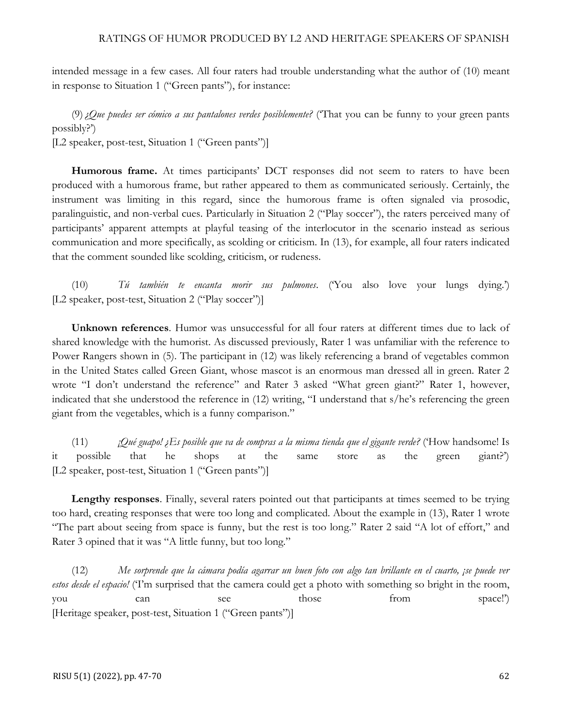intended message in a few cases. All four raters had trouble understanding what the author of (10) meant in response to Situation 1 ("Green pants"), for instance:

(9) *¿Que puedes ser cómico a sus pantalones verdes posiblemente?* ('That you can be funny to your green pants possibly?')
[L2 speaker, post-test, Situation 1 ("Green pants")]

**Humorous frame.** At times participants' DCT responses did not seem to raters to have been produced with a humorous frame, but rather appeared to them as communicated seriously. Certainly, the instrument was limiting in this regard, since the humorous frame is often signaled via prosodic, paralinguistic, and non-verbal cues. Particularly in Situation 2 ("Play soccer"), the raters perceived many of participants' apparent attempts at playful teasing of the interlocutor in the scenario instead as serious communication and more specifically, as scolding or criticism. In (13), for example, all four raters indicated that the comment sounded like scolding, criticism, or rudeness.

(10) *Tú también te encanta morir sus pulmones*. ('You also love your lungs dying.')
[L2 speaker, post-test, Situation 2 ("Play soccer")]

**Unknown references**. Humor was unsuccessful for all four raters at different times due to lack of shared knowledge with the humorist. As discussed previously, Rater 1 was unfamiliar with the reference to Power Rangers shown in (5). The participant in (12) was likely referencing a brand of vegetables common in the United States called Green Giant, whose mascot is an enormous man dressed all in green. Rater 2 wrote "I don't understand the reference" and Rater 3 asked "What green giant?" Rater 1, however, indicated that she understood the reference in (12) writing, "I understand that s/he's referencing the green giant from the vegetables, which is a funny comparison."

(11) *¡Qué guapo! ¿Es posible que va de compras a la misma tienda que el gigante verde?* ('How handsome! Is it possible that he shops at the same store as the green giant?')
[L2 speaker, post-test, Situation 1 ("Green pants")]

**Lengthy responses**. Finally, several raters pointed out that participants at times seemed to be trying too hard, creating responses that were too long and complicated. About the example in (13), Rater 1 wrote "The part about seeing from space is funny, but the rest is too long." Rater 2 said "A lot of effort," and Rater 3 opined that it was "A little funny, but too long."

(12) *Me sorprende que la cámara podía agarrar un buen foto con algo tan brillante en el cuarto, ¡se puede ver estos desde el espacio!* ('I'm surprised that the camera could get a photo with something so bright in the room, you can see those from space!')
[Heritage speaker, post-test, Situation 1 ("Green pants")]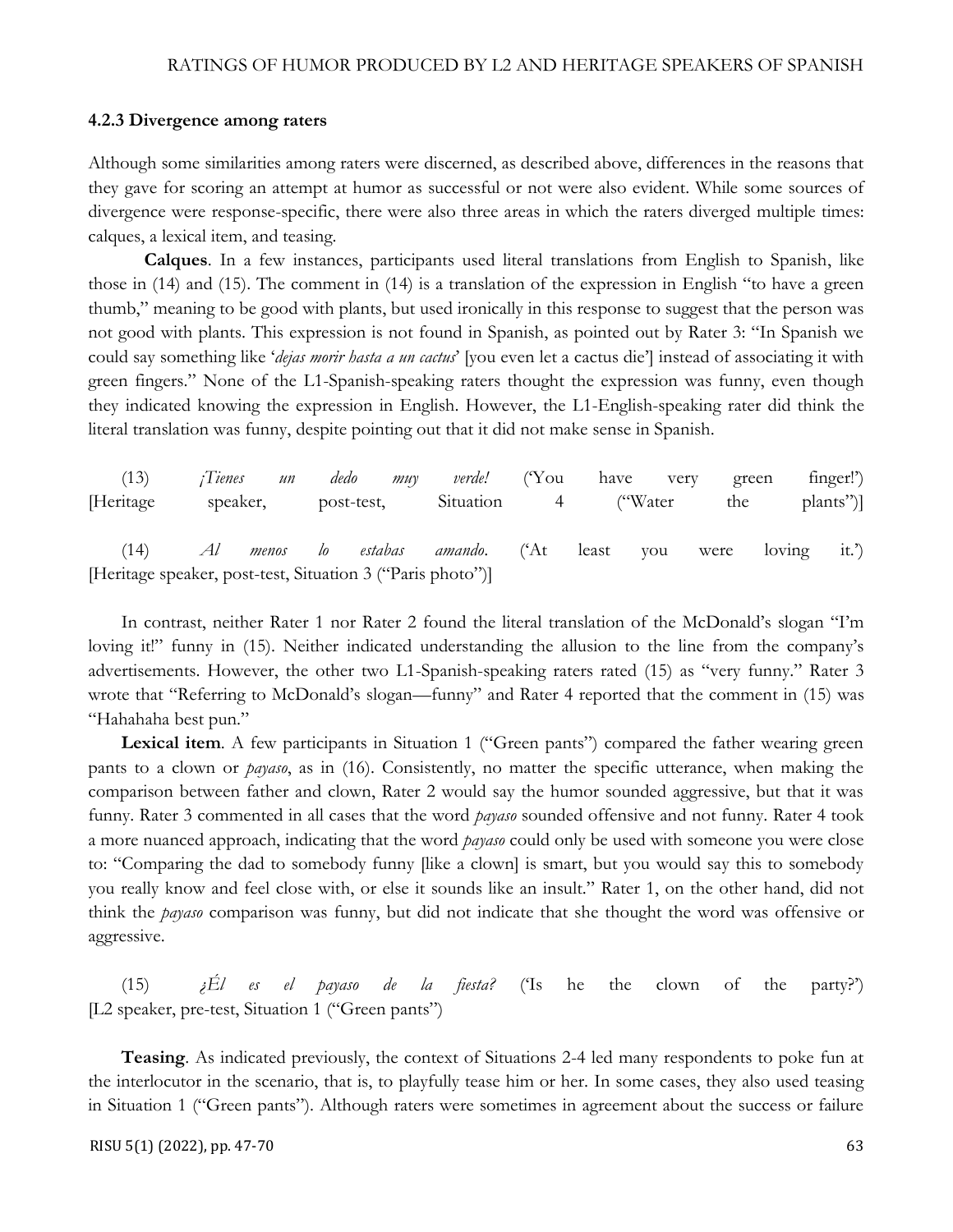#### 4.2.3 Divergence among raters

Although some similarities among raters were discerned, as described above, differences in the reasons that they gave for scoring an attempt at humor as successful or not were also evident. While some sources of divergence were response-specific, there were also three areas in which the raters diverged multiple times: calques, a lexical item, and teasing.

**Calques**. In a few instances, participants used literal translations from English to Spanish, like those in (14) and (15). The comment in (14) is a translation of the expression in English "to have a green thumb," meaning to be good with plants, but used ironically in this response to suggest that the person was not good with plants. This expression is not found in Spanish, as pointed out by Rater 3: "In Spanish we could say something like '*dejas morir hasta a un cactus*' [you even let a cactus die'] instead of associating it with green fingers." None of the L1-Spanish-speaking raters thought the expression was funny, even though they indicated knowing the expression in English. However, the L1-English-speaking rater did think the literal translation was funny, despite pointing out that it did not make sense in Spanish.

(13) *¡Tienes un dedo muy verde!* ('You have very green finger!') [Heritage speaker, post-test, Situation 4 ("Water the plants")]

(14) *Al menos lo estabas amando*. ('At least you were loving it.') [Heritage speaker, post-test, Situation 3 ("Paris photo")]

In contrast, neither Rater 1 nor Rater 2 found the literal translation of the McDonald's slogan "I'm loving it!" funny in (15). Neither indicated understanding the allusion to the line from the company's advertisements. However, the other two L1-Spanish-speaking raters rated (15) as "very funny." Rater 3 wrote that "Referring to McDonald's slogan—funny" and Rater 4 reported that the comment in (15) was "Hahahaha best pun."

**Lexical item**. A few participants in Situation 1 ("Green pants") compared the father wearing green pants to a clown or *payaso*, as in (16). Consistently, no matter the specific utterance, when making the comparison between father and clown, Rater 2 would say the humor sounded aggressive, but that it was funny. Rater 3 commented in all cases that the word *payaso* sounded offensive and not funny. Rater 4 took a more nuanced approach, indicating that the word *payaso* could only be used with someone you were close to: "Comparing the dad to somebody funny [like a clown] is smart, but you would say this to somebody you really know and feel close with, or else it sounds like an insult." Rater 1, on the other hand, did not think the *payaso* comparison was funny, but did not indicate that she thought the word was offensive or aggressive.

(15) *¿Él es el payaso de la fiesta?* ('Is he the clown of the party?') [L2 speaker, pre-test, Situation 1 ("Green pants")

**Teasing**. As indicated previously, the context of Situations 2-4 led many respondents to poke fun at the interlocutor in the scenario, that is, to playfully tease him or her. In some cases, they also used teasing in Situation 1 ("Green pants"). Although raters were sometimes in agreement about the success or failure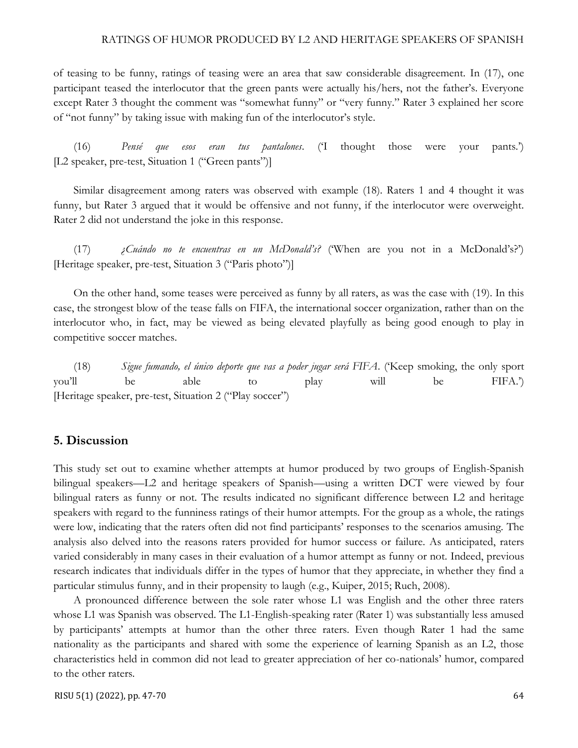of teasing to be funny, ratings of teasing were an area that saw considerable disagreement. In (17), one participant teased the interlocutor that the green pants were actually his/hers, not the father's. Everyone except Rater 3 thought the comment was "somewhat funny" or "very funny." Rater 3 explained her score of "not funny" by taking issue with making fun of the interlocutor's style.

(16) *Pensé que esos eran tus pantalones*. ('I thought those were your pants.') [L2 speaker, pre-test, Situation 1 ("Green pants")]

Similar disagreement among raters was observed with example (18). Raters 1 and 4 thought it was funny, but Rater 3 argued that it would be offensive and not funny, if the interlocutor were overweight. Rater 2 did not understand the joke in this response.

(17) *¿Cuándo no te encuentras en un McDonald's?* ('When are you not in a McDonald's?') [Heritage speaker, pre-test, Situation 3 ("Paris photo")]

On the other hand, some teases were perceived as funny by all raters, as was the case with (19). In this case, the strongest blow of the tease falls on FIFA, the international soccer organization, rather than on the interlocutor who, in fact, may be viewed as being elevated playfully as being good enough to play in competitive soccer matches.

(18) *Sigue fumando, el único deporte que vas a poder jugar será FIFA*. ('Keep smoking, the only sport you'll be able to play will be FIFA.') [Heritage speaker, pre-test, Situation 2 ("Play soccer")

## 5. Discussion

This study set out to examine whether attempts at humor produced by two groups of English-Spanish bilingual speakers—L2 and heritage speakers of Spanish—using a written DCT were viewed by four bilingual raters as funny or not. The results indicated no significant difference between L2 and heritage speakers with regard to the funniness ratings of their humor attempts. For the group as a whole, the ratings were low, indicating that the raters often did not find participants' responses to the scenarios amusing. The analysis also delved into the reasons raters provided for humor success or failure. As anticipated, raters varied considerably in many cases in their evaluation of a humor attempt as funny or not. Indeed, previous research indicates that individuals differ in the types of humor that they appreciate, in whether they find a particular stimulus funny, and in their propensity to laugh (e.g., Kuiper, 2015; Ruch, 2008).

A pronounced difference between the sole rater whose L1 was English and the other three raters whose L1 was Spanish was observed. The L1-English-speaking rater (Rater 1) was substantially less amused by participants' attempts at humor than the other three raters. Even though Rater 1 had the same nationality as the participants and shared with some the experience of learning Spanish as an L2, those characteristics held in common did not lead to greater appreciation of her co-nationals' humor, compared to the other raters.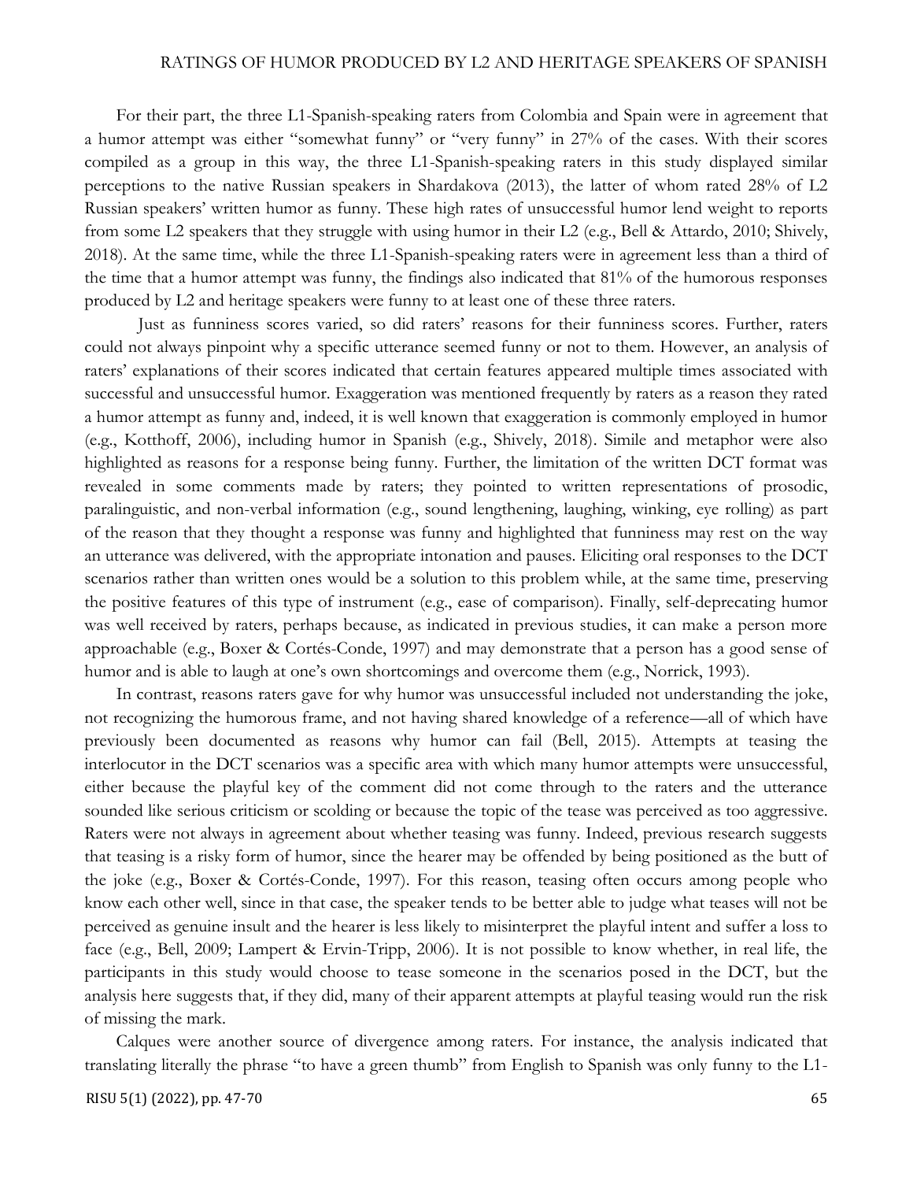For their part, the three L1-Spanish-speaking raters from Colombia and Spain were in agreement that a humor attempt was either "somewhat funny" or "very funny" in 27% of the cases. With their scores compiled as a group in this way, the three L1-Spanish-speaking raters in this study displayed similar perceptions to the native Russian speakers in Shardakova (2013), the latter of whom rated 28% of L2 Russian speakers' written humor as funny. These high rates of unsuccessful humor lend weight to reports from some L2 speakers that they struggle with using humor in their L2 (e.g., Bell & Attardo, 2010; Shively, 2018). At the same time, while the three L1-Spanish-speaking raters were in agreement less than a third of the time that a humor attempt was funny, the findings also indicated that 81% of the humorous responses produced by L2 and heritage speakers were funny to at least one of these three raters.

Just as funniness scores varied, so did raters' reasons for their funniness scores. Further, raters could not always pinpoint why a specific utterance seemed funny or not to them. However, an analysis of raters' explanations of their scores indicated that certain features appeared multiple times associated with successful and unsuccessful humor. Exaggeration was mentioned frequently by raters as a reason they rated a humor attempt as funny and, indeed, it is well known that exaggeration is commonly employed in humor (e.g., Kotthoff, 2006), including humor in Spanish (e.g., Shively, 2018). Simile and metaphor were also highlighted as reasons for a response being funny. Further, the limitation of the written DCT format was revealed in some comments made by raters; they pointed to written representations of prosodic, paralinguistic, and non-verbal information (e.g., sound lengthening, laughing, winking, eye rolling) as part of the reason that they thought a response was funny and highlighted that funniness may rest on the way an utterance was delivered, with the appropriate intonation and pauses. Eliciting oral responses to the DCT scenarios rather than written ones would be a solution to this problem while, at the same time, preserving the positive features of this type of instrument (e.g., ease of comparison). Finally, self-deprecating humor was well received by raters, perhaps because, as indicated in previous studies, it can make a person more approachable (e.g., Boxer & Cortés-Conde, 1997) and may demonstrate that a person has a good sense of humor and is able to laugh at one's own shortcomings and overcome them (e.g., Norrick, 1993).

In contrast, reasons raters gave for why humor was unsuccessful included not understanding the joke, not recognizing the humorous frame, and not having shared knowledge of a reference—all of which have previously been documented as reasons why humor can fail (Bell, 2015). Attempts at teasing the interlocutor in the DCT scenarios was a specific area with which many humor attempts were unsuccessful, either because the playful key of the comment did not come through to the raters and the utterance sounded like serious criticism or scolding or because the topic of the tease was perceived as too aggressive. Raters were not always in agreement about whether teasing was funny. Indeed, previous research suggests that teasing is a risky form of humor, since the hearer may be offended by being positioned as the butt of the joke (e.g., Boxer & Cortés-Conde, 1997). For this reason, teasing often occurs among people who know each other well, since in that case, the speaker tends to be better able to judge what teases will not be perceived as genuine insult and the hearer is less likely to misinterpret the playful intent and suffer a loss to face (e.g., Bell, 2009; Lampert & Ervin-Tripp, 2006). It is not possible to know whether, in real life, the participants in this study would choose to tease someone in the scenarios posed in the DCT, but the analysis here suggests that, if they did, many of their apparent attempts at playful teasing would run the risk of missing the mark.

Calques were another source of divergence among raters. For instance, the analysis indicated that translating literally the phrase "to have a green thumb" from English to Spanish was only funny to the L1-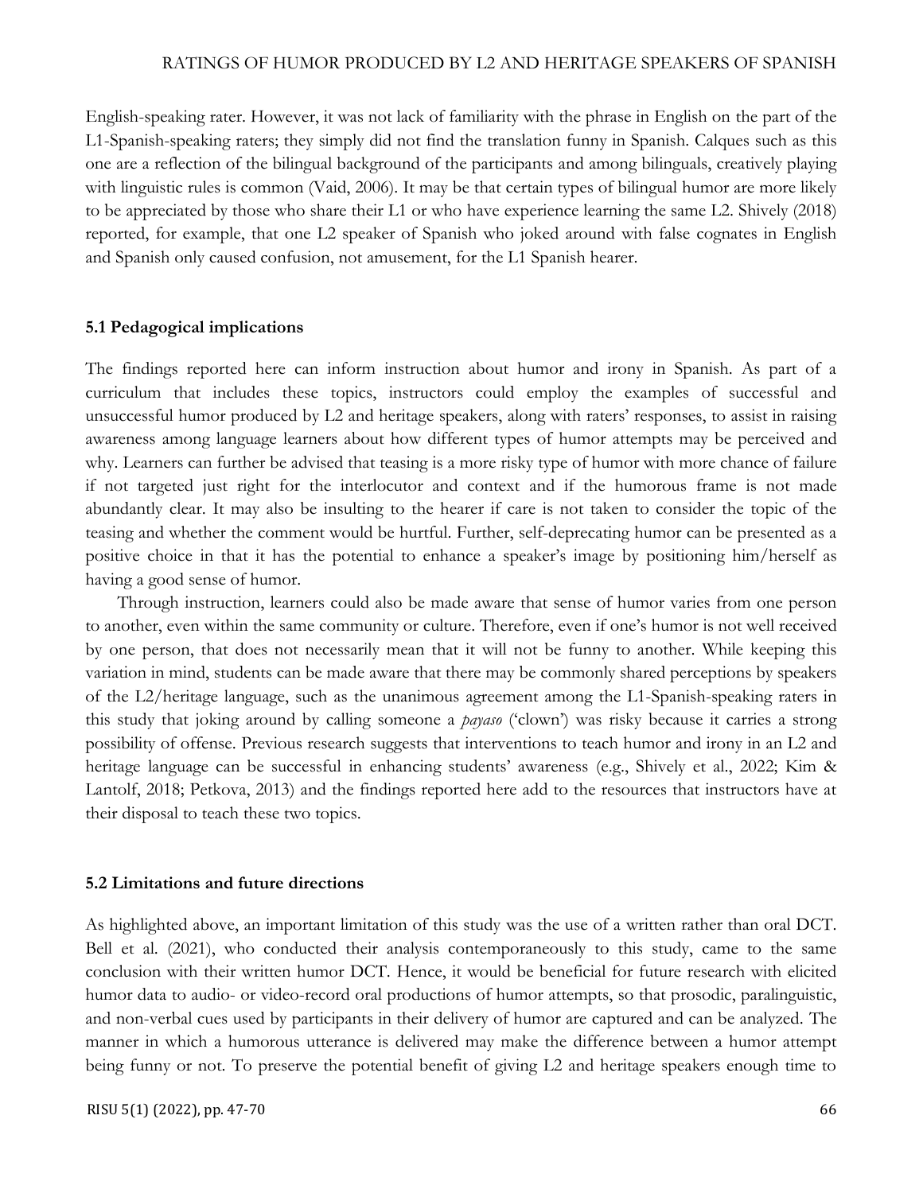English-speaking rater. However, it was not lack of familiarity with the phrase in English on the part of the L1-Spanish-speaking raters; they simply did not find the translation funny in Spanish. Calques such as this one are a reflection of the bilingual background of the participants and among bilinguals, creatively playing with linguistic rules is common (Vaid, 2006). It may be that certain types of bilingual humor are more likely to be appreciated by those who share their L1 or who have experience learning the same L2. Shively (2018) reported, for example, that one L2 speaker of Spanish who joked around with false cognates in English and Spanish only caused confusion, not amusement, for the L1 Spanish hearer.

### 5.1 Pedagogical implications

The findings reported here can inform instruction about humor and irony in Spanish. As part of a curriculum that includes these topics, instructors could employ the examples of successful and unsuccessful humor produced by L2 and heritage speakers, along with raters' responses, to assist in raising awareness among language learners about how different types of humor attempts may be perceived and why. Learners can further be advised that teasing is a more risky type of humor with more chance of failure if not targeted just right for the interlocutor and context and if the humorous frame is not made abundantly clear. It may also be insulting to the hearer if care is not taken to consider the topic of the teasing and whether the comment would be hurtful. Further, self-deprecating humor can be presented as a positive choice in that it has the potential to enhance a speaker's image by positioning him/herself as having a good sense of humor.

Through instruction, learners could also be made aware that sense of humor varies from one person to another, even within the same community or culture. Therefore, even if one's humor is not well received by one person, that does not necessarily mean that it will not be funny to another. While keeping this variation in mind, students can be made aware that there may be commonly shared perceptions by speakers of the L2/heritage language, such as the unanimous agreement among the L1-Spanish-speaking raters in this study that joking around by calling someone a *payaso* ('clown') was risky because it carries a strong possibility of offense. Previous research suggests that interventions to teach humor and irony in an L2 and heritage language can be successful in enhancing students' awareness (e.g., Shively et al., 2022; Kim & Lantolf, 2018; Petkova, 2013) and the findings reported here add to the resources that instructors have at their disposal to teach these two topics.

### 5.2 Limitations and future directions

As highlighted above, an important limitation of this study was the use of a written rather than oral DCT. Bell et al. (2021), who conducted their analysis contemporaneously to this study, came to the same conclusion with their written humor DCT. Hence, it would be beneficial for future research with elicited humor data to audio- or video-record oral productions of humor attempts, so that prosodic, paralinguistic, and non-verbal cues used by participants in their delivery of humor are captured and can be analyzed. The manner in which a humorous utterance is delivered may make the difference between a humor attempt being funny or not. To preserve the potential benefit of giving L2 and heritage speakers enough time to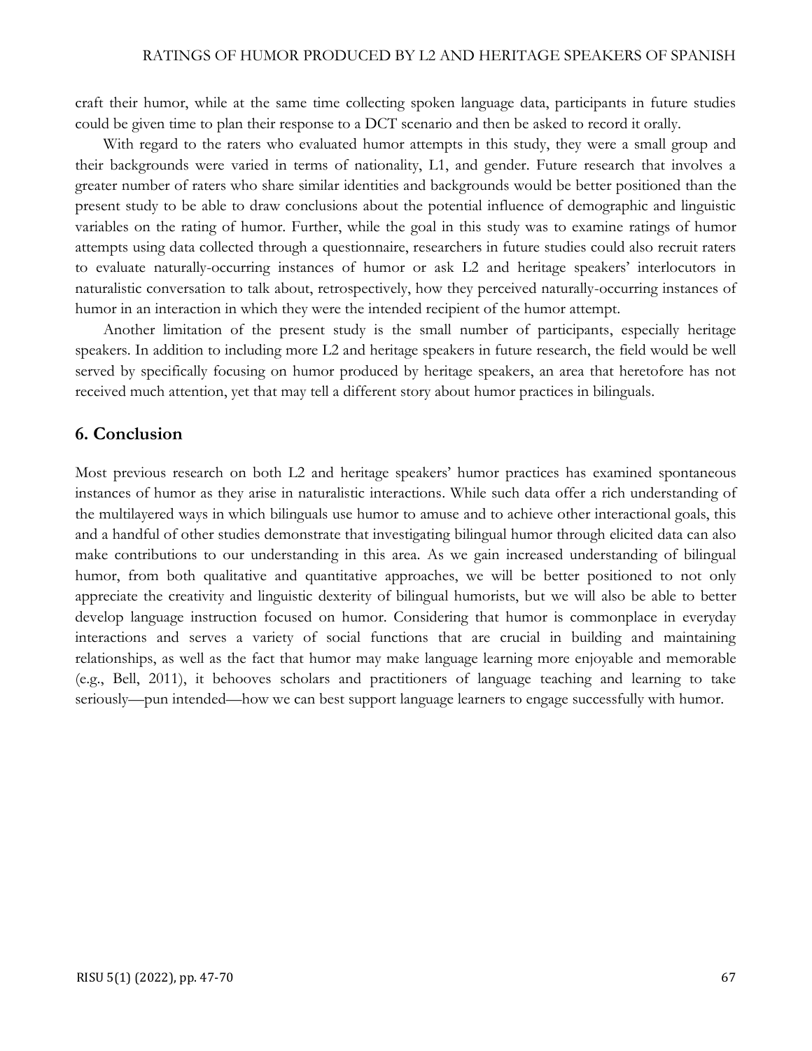craft their humor, while at the same time collecting spoken language data, participants in future studies could be given time to plan their response to a DCT scenario and then be asked to record it orally.

With regard to the raters who evaluated humor attempts in this study, they were a small group and their backgrounds were varied in terms of nationality, L1, and gender. Future research that involves a greater number of raters who share similar identities and backgrounds would be better positioned than the present study to be able to draw conclusions about the potential influence of demographic and linguistic variables on the rating of humor. Further, while the goal in this study was to examine ratings of humor attempts using data collected through a questionnaire, researchers in future studies could also recruit raters to evaluate naturally-occurring instances of humor or ask L2 and heritage speakers' interlocutors in naturalistic conversation to talk about, retrospectively, how they perceived naturally-occurring instances of humor in an interaction in which they were the intended recipient of the humor attempt.

Another limitation of the present study is the small number of participants, especially heritage speakers. In addition to including more L2 and heritage speakers in future research, the field would be well served by specifically focusing on humor produced by heritage speakers, an area that heretofore has not received much attention, yet that may tell a different story about humor practices in bilinguals.

## 6. Conclusion

Most previous research on both L2 and heritage speakers' humor practices has examined spontaneous instances of humor as they arise in naturalistic interactions. While such data offer a rich understanding of the multilayered ways in which bilinguals use humor to amuse and to achieve other interactional goals, this and a handful of other studies demonstrate that investigating bilingual humor through elicited data can also make contributions to our understanding in this area. As we gain increased understanding of bilingual humor, from both qualitative and quantitative approaches, we will be better positioned to not only appreciate the creativity and linguistic dexterity of bilingual humorists, but we will also be able to better develop language instruction focused on humor. Considering that humor is commonplace in everyday interactions and serves a variety of social functions that are crucial in building and maintaining relationships, as well as the fact that humor may make language learning more enjoyable and memorable (e.g., Bell, 2011), it behooves scholars and practitioners of language teaching and learning to take seriously—pun intended—how we can best support language learners to engage successfully with humor.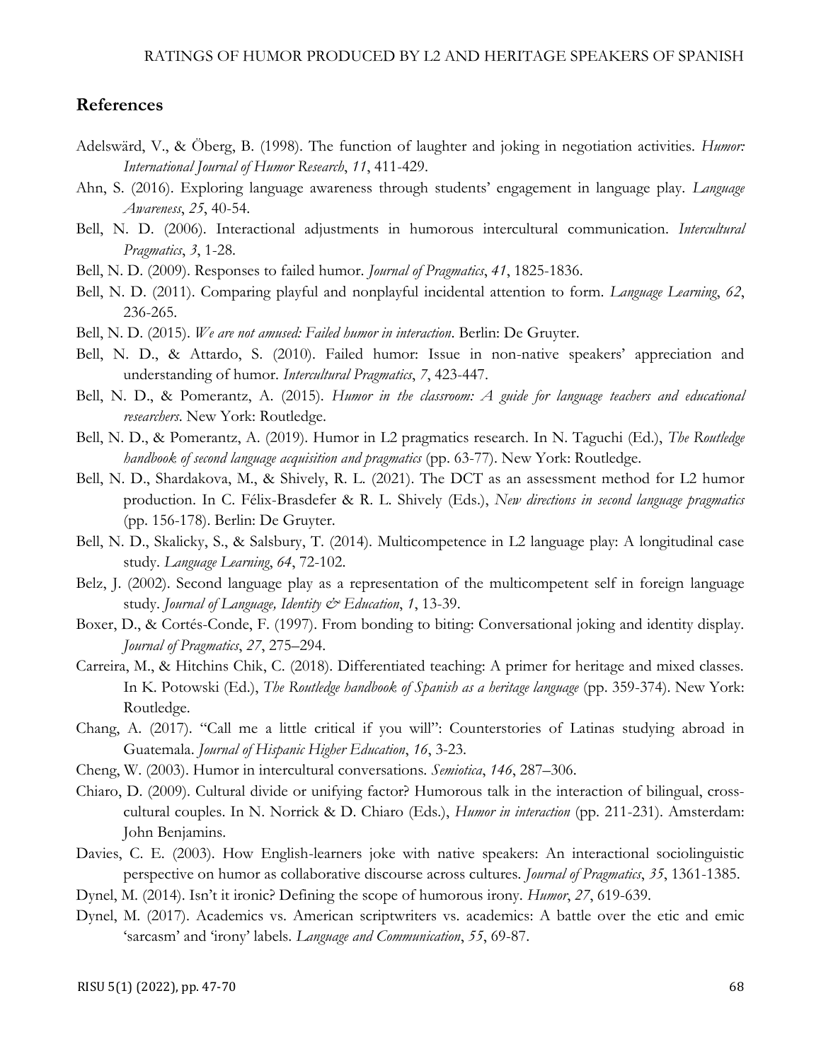## References

Adelswärd, V., & Öberg, B. (1998). The function of laughter and joking in negotiation activities. *Humor: International Journal of Humor Research*, *11*, 411-429.

Ahn, S. (2016). Exploring language awareness through students' engagement in language play. *Language Awareness*, *25*, 40-54.

Bell, N. D. (2006). Interactional adjustments in humorous intercultural communication. *Intercultural Pragmatics*, *3*, 1-28.

Bell, N. D. (2009). Responses to failed humor. *Journal of Pragmatics*, *41*, 1825-1836.

Bell, N. D. (2011). Comparing playful and nonplayful incidental attention to form. *Language Learning*, *62*, 236-265.

Bell, N. D. (2015). *We are not amused: Failed humor in interaction*. Berlin: De Gruyter.

Bell, N. D., & Attardo, S. (2010). Failed humor: Issue in non-native speakers' appreciation and understanding of humor. *Intercultural Pragmatics*, *7*, 423-447.

Bell, N. D., & Pomerantz, A. (2015). *Humor in the classroom: A guide for language teachers and educational researchers*. New York: Routledge.

Bell, N. D., & Pomerantz, A. (2019). Humor in L2 pragmatics research. In N. Taguchi (Ed.), *The Routledge handbook of second language acquisition and pragmatics* (pp. 63-77). New York: Routledge.

Bell, N. D., Shardakova, M., & Shively, R. L. (2021). The DCT as an assessment method for L2 humor production. In C. Félix-Brasdefer & R. L. Shively (Eds.), *New directions in second language pragmatics* (pp. 156-178). Berlin: De Gruyter.

Bell, N. D., Skalicky, S., & Salsbury, T. (2014). Multicompetence in L2 language play: A longitudinal case study. *Language Learning*, *64*, 72-102.

Belz, J. (2002). Second language play as a representation of the multicompetent self in foreign language study. *Journal of Language, Identity & Education*, *1*, 13-39.

Boxer, D., & Cortés-Conde, F. (1997). From bonding to biting: Conversational joking and identity display. *Journal of Pragmatics*, *27*, 275–294.

Carreira, M., & Hitchins Chik, C. (2018). Differentiated teaching: A primer for heritage and mixed classes. In K. Potowski (Ed.), *The Routledge handbook of Spanish as a heritage language* (pp. 359-374). New York: Routledge.

Chang, A. (2017). "Call me a little critical if you will": Counterstories of Latinas studying abroad in Guatemala. *Journal of Hispanic Higher Education*, *16*, 3-23.

Cheng, W. (2003). Humor in intercultural conversations. *Semiotica*, *146*, 287–306.

Chiaro, D. (2009). Cultural divide or unifying factor? Humorous talk in the interaction of bilingual, cross-cultural couples. In N. Norrick & D. Chiaro (Eds.), *Humor in interaction* (pp. 211-231). Amsterdam: John Benjamins.

Davies, C. E. (2003). How English-learners joke with native speakers: An interactional sociolinguistic perspective on humor as collaborative discourse across cultures. *Journal of Pragmatics*, *35*, 1361-1385.

Dynel, M. (2014). Isn't it ironic? Defining the scope of humorous irony. *Humor*, *27*, 619-639.

Dynel, M. (2017). Academics vs. American scriptwriters vs. academics: A battle over the etic and emic 'sarcasm' and 'irony' labels. *Language and Communication*, *55*, 69-87.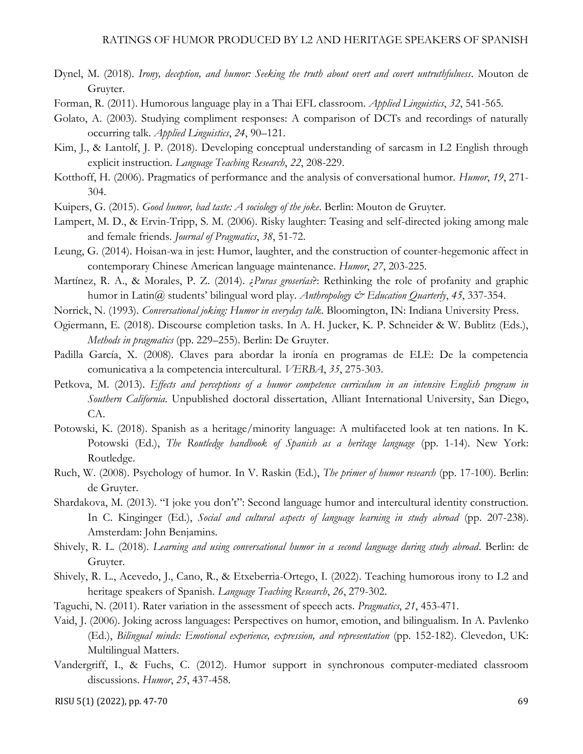Dynel, M. (2018). *Irony, deception, and humor: Seeking the truth about overt and covert untruthfulness*. Mouton de Gruyter.

Forman, R. (2011). Humorous language play in a Thai EFL classroom. *Applied Linguistics*, *32*, 541-565.

Golato, A. (2003). Studying compliment responses: A comparison of DCTs and recordings of naturally occurring talk. *Applied Linguistics*, *24*, 90–121.

Kim, J., & Lantolf, J. P. (2018). Developing conceptual understanding of sarcasm in L2 English through explicit instruction. *Language Teaching Research*, *22*, 208-229.

Kotthoff, H. (2006). Pragmatics of performance and the analysis of conversational humor. *Humor*, *19*, 271-304.

Kuipers, G. (2015). *Good humor, bad taste: A sociology of the joke*. Berlin: Mouton de Gruyter.

Lampert, M. D., & Ervin-Tripp, S. M. (2006). Risky laughter: Teasing and self-directed joking among male and female friends. *Journal of Pragmatics*, *38*, 51-72.

Leung, G. (2014). Hoisan-wa in jest: Humor, laughter, and the construction of counter-hegemonic affect in contemporary Chinese American language maintenance. *Humor*, *27*, 203-225.

Martínez, R. A., & Morales, P. Z. (2014). *¿Puras groserías?*: Rethinking the role of profanity and graphic humor in Latin@ students' bilingual word play. *Anthropology & Education Quarterly*, *45*, 337-354.

Norrick, N. (1993). *Conversational joking: Humor in everyday talk*. Bloomington, IN: Indiana University Press.

Ogiermann, E. (2018). Discourse completion tasks. In A. H. Jucker, K. P. Schneider & W. Bublitz (Eds.), *Methods in pragmatics* (pp. 229–255). Berlin: De Gruyter.

Padilla García, X. (2008). Claves para abordar la ironía en programas de ELE: De la competencia comunicativa a la competencia intercultural. *VERBA*, *35*, 275-303.

Petkova, M. (2013). *Effects and perceptions of a humor competence curriculum in an intensive English program in Southern California*. Unpublished doctoral dissertation, Alliant International University, San Diego, CA.

Potowski, K. (2018). Spanish as a heritage/minority language: A multifaceted look at ten nations. In K. Potowski (Ed.), *The Routledge handbook of Spanish as a heritage language* (pp. 1-14). New York: Routledge.

Ruch, W. (2008). Psychology of humor. In V. Raskin (Ed.), *The primer of humor research* (pp. 17-100). Berlin: de Gruyter.

Shardakova, M. (2013). "I joke you don't": Second language humor and intercultural identity construction. In C. Kinginger (Ed.), *Social and cultural aspects of language learning in study abroad* (pp. 207-238). Amsterdam: John Benjamins.

Shively, R. L. (2018). *Learning and using conversational humor in a second language during study abroad*. Berlin: de Gruyter.

Shively, R. L., Acevedo, J., Cano, R., & Etxeberria-Ortego, I. (2022). Teaching humorous irony to L2 and heritage speakers of Spanish. *Language Teaching Research*, *26*, 279-302.

Taguchi, N. (2011). Rater variation in the assessment of speech acts. *Pragmatics*, *21*, 453-471.

Vaid, J. (2006). Joking across languages: Perspectives on humor, emotion, and bilingualism. In A. Pavlenko (Ed.), *Bilingual minds: Emotional experience, expression, and representation* (pp. 152-182). Clevedon, UK: Multilingual Matters.

Vandergriff, I., & Fuchs, C. (2012). Humor support in synchronous computer-mediated classroom discussions. *Humor*, *25*, 437-458.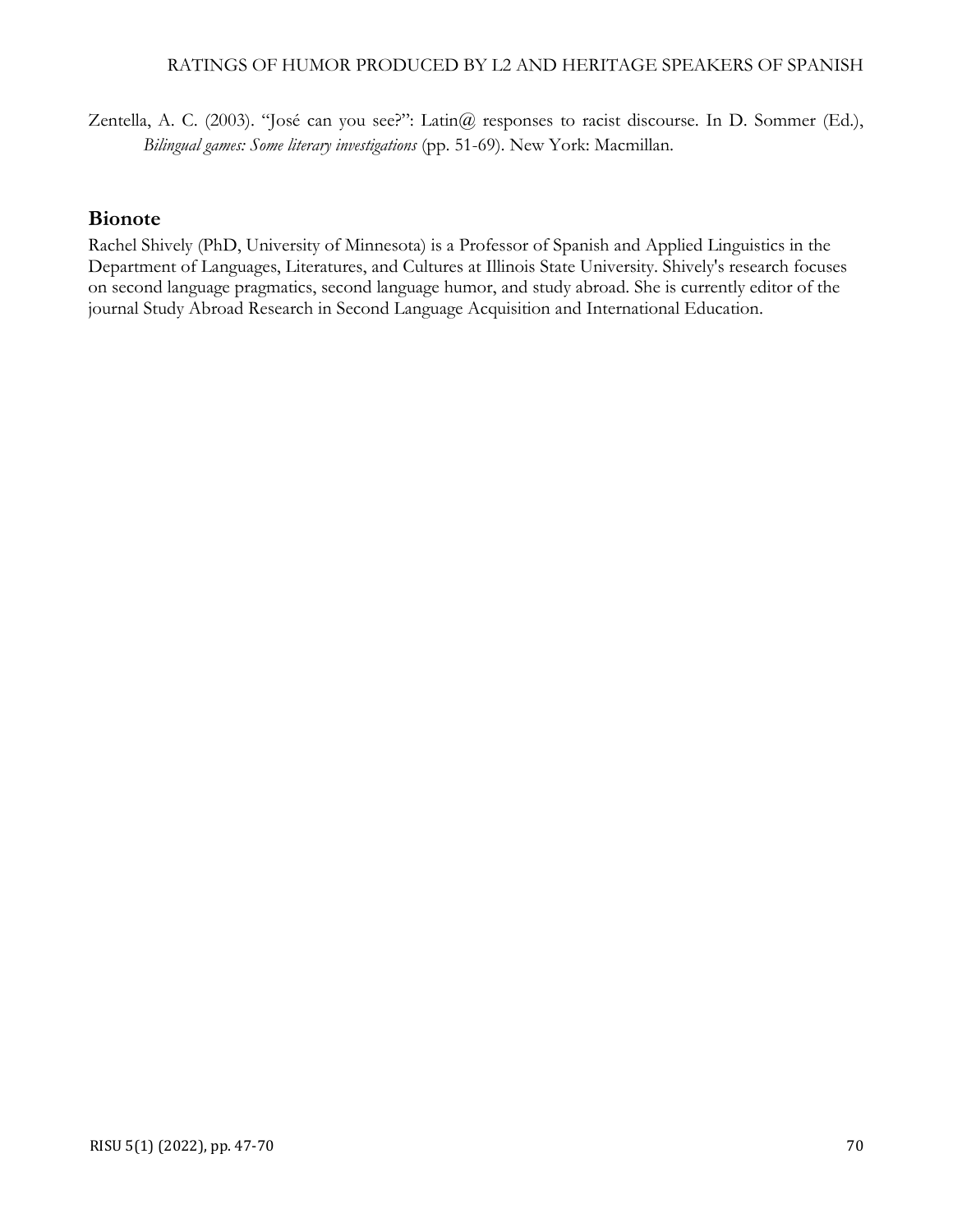Zentella, A. C. (2003). "José can you see?": Latin@ responses to racist discourse. In D. Sommer (Ed.), *Bilingual games: Some literary investigations* (pp. 51-69). New York: Macmillan.

## Bionote

Rachel Shively (PhD, University of Minnesota) is a Professor of Spanish and Applied Linguistics in the Department of Languages, Literatures, and Cultures at Illinois State University. Shively's research focuses on second language pragmatics, second language humor, and study abroad. She is currently editor of the journal Study Abroad Research in Second Language Acquisition and International Education.